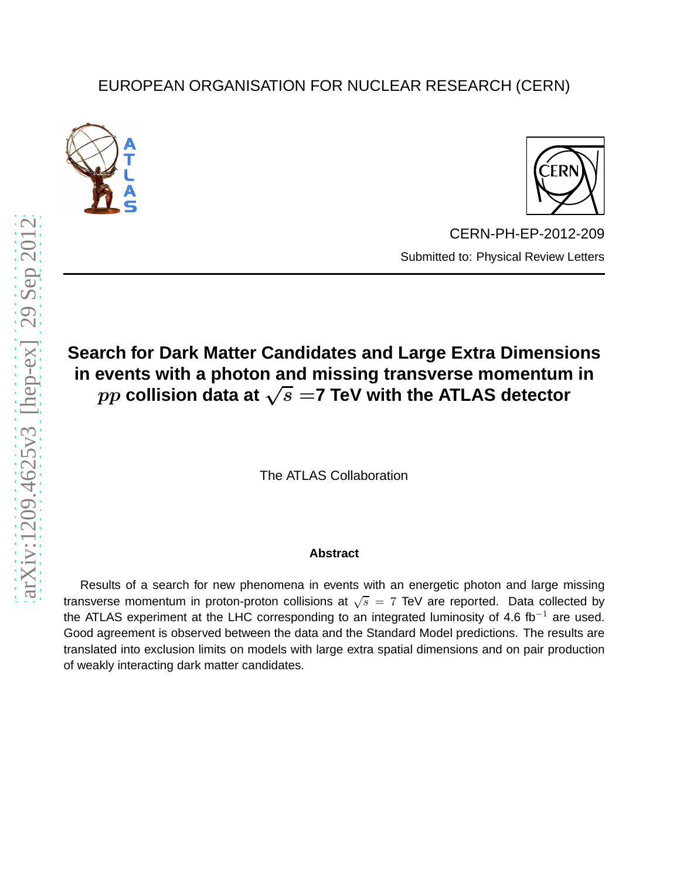EUROPEAN ORGANISATION FOR NUCLEAR RESEARCH (CERN)

CERN-PH-EP-2012-209

Submitted to: Physical Review Letters

# Search for Dark Matter Candidates and Large Extra Dimensions in events with a photon and missing transverse momentum in $pp$ collision data at $\sqrt{s}$ =7 TeV with the ATLAS detector

The ATLAS Collaboration

### Abstract

Results of a search for new phenomena in events with an energetic photon and large missing transverse momentum in proton-proton collisions at $\sqrt{s}$ = 7 TeV are reported. Data collected by the ATLAS experiment at the LHC corresponding to an integrated luminosity of 4.6 fb$^{-1}$ are used. Good agreement is observed between the data and the Standard Model predictions. The results are translated into exclusion limits on models with large extra spatial dimensions and on pair production of weakly interacting dark matter candidates.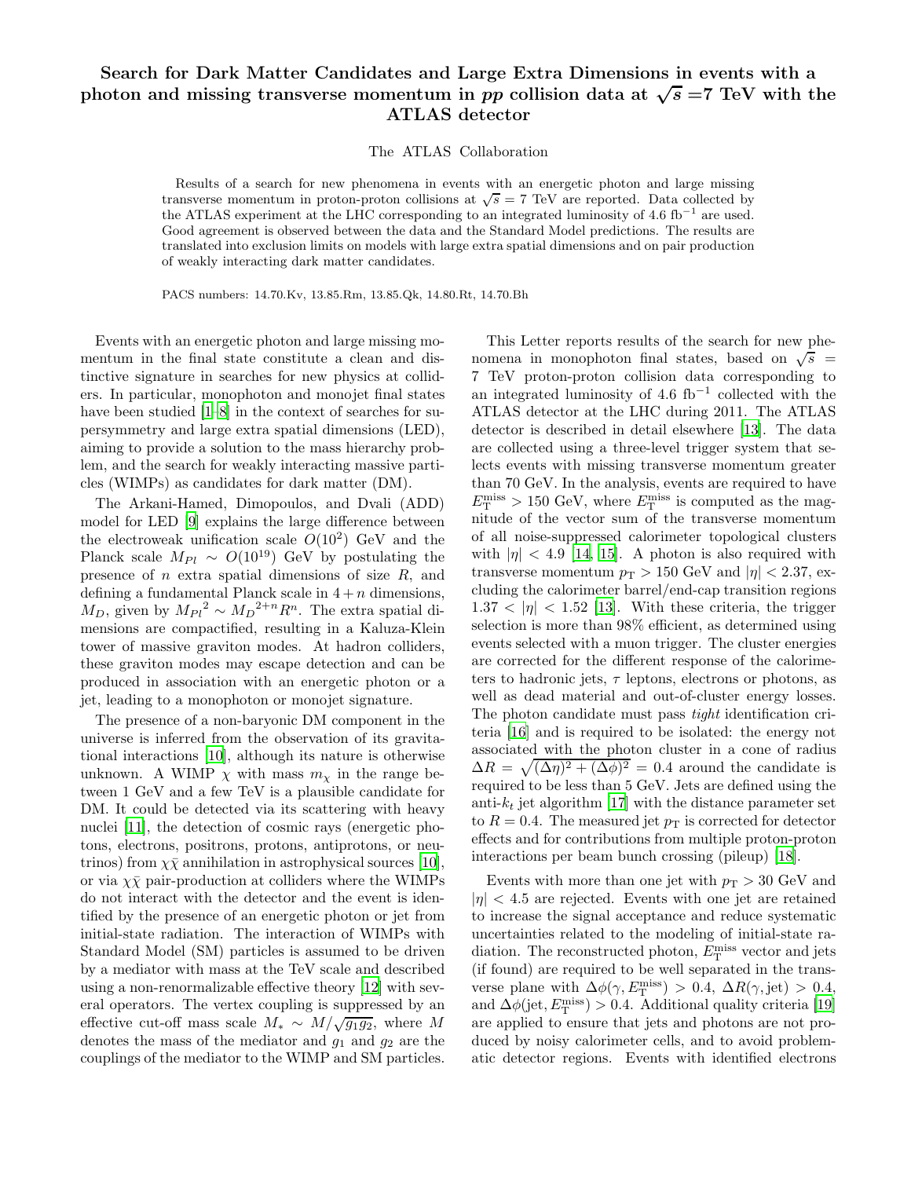# Search for Dark Matter Candidates and Large Extra Dimensions in events with a photon and missing transverse momentum in $pp$ collision data at $\sqrt{s} = 7$ TeV with the ATLAS detector

The ATLAS Collaboration

Results of a search for new phenomena in events with an energetic photon and large missing transverse momentum in proton-proton collisions at $\sqrt{s} = 7$ TeV are reported. Data collected by the ATLAS experiment at the LHC corresponding to an integrated luminosity of 4.6 fb$^{-1}$ are used. Good agreement is observed between the data and the Standard Model predictions. The results are translated into exclusion limits on models with large extra spatial dimensions and on pair production of weakly interacting dark matter candidates.

PACS numbers: 14.70.Kv, 13.85.Rm, 13.85.Qk, 14.80.Rt, 14.70.Bh

Events with an energetic photon and large missing momentum in the final state constitute a clean and distinctive signature in searches for new physics at colliders. In particular, monophoton and monojet final states have been studied [1–8] in the context of searches for supersymmetry and large extra spatial dimensions (LED), aiming to provide a solution to the mass hierarchy problem, and the search for weakly interacting massive particles (WIMPs) as candidates for dark matter (DM).

The Arkani-Hamed, Dimopoulos, and Dvali (ADD) model for LED [9] explains the large difference between the electroweak unification scale $O(10^2)$ GeV and the Planck scale $M_{Pl} \sim O(10^{19})$ GeV by postulating the presence of $n$ extra spatial dimensions of size $R$, and defining a fundamental Planck scale in $4+n$ dimensions, $M_D$, given by ${M_{Pl}}^2 \sim {M_D}^{2+n} R^n$. The extra spatial dimensions are compactified, resulting in a Kaluza-Klein tower of massive graviton modes. At hadron colliders, these graviton modes may escape detection and can be produced in association with an energetic photon or a jet, leading to a monophoton or monojet signature.

The presence of a non-baryonic DM component in the universe is inferred from the observation of its gravitational interactions [10], although its nature is otherwise unknown. A WIMP $\chi$ with mass $m_\chi$ in the range between 1 GeV and a few TeV is a plausible candidate for DM. It could be detected via its scattering with heavy nuclei [11], the detection of cosmic rays (energetic photons, electrons, positrons, protons, antiprotons, or neutrinos) from $\chi\bar{\chi}$ annihilation in astrophysical sources [10], or via $\chi\bar{\chi}$ pair-production at colliders where the WIMPs do not interact with the detector and the event is identified by the presence of an energetic photon or jet from initial-state radiation. The interaction of WIMPs with Standard Model (SM) particles is assumed to be driven by a mediator with mass at the TeV scale and described using a non-renormalizable effective theory [12] with several operators. The vertex coupling is suppressed by an effective cut-off mass scale $M_* \sim M/\sqrt{g_1 g_2}$, where $M$ denotes the mass of the mediator and $g_1$ and $g_2$ are the couplings of the mediator to the WIMP and SM particles.

This Letter reports results of the search for new phenomena in monophoton final states, based on $\sqrt{s}$ = 7 TeV proton-proton collision data corresponding to an integrated luminosity of 4.6 fb$^{-1}$ collected with the ATLAS detector at the LHC during 2011. The ATLAS detector is described in detail elsewhere [13]. The data are collected using a three-level trigger system that selects events with missing transverse momentum greater than 70 GeV. In the analysis, events are required to have $E_{\mathrm{T}}^{\mathrm{miss}} > 150$ GeV, where $E_{\mathrm{T}}^{\mathrm{miss}}$ is computed as the magnitude of the vector sum of the transverse momentum of all noise-suppressed calorimeter topological clusters with $|\eta| < 4.9$ [14, 15]. A photon is also required with transverse momentum $p_{\mathrm{T}} > 150$ GeV and $|\eta| < 2.37$, excluding the calorimeter barrel/end-cap transition regions $1.37 < |\eta| < 1.52$ [13]. With these criteria, the trigger selection is more than 98% efficient, as determined using events selected with a muon trigger. The cluster energies are corrected for the different response of the calorimeters to hadronic jets, $\tau$ leptons, electrons or photons, as well as dead material and out-of-cluster energy losses. The photon candidate must pass *tight* identification criteria [16] and is required to be isolated: the energy not associated with the photon cluster in a cone of radius $\Delta R = \sqrt{(\Delta\eta)^2 + (\Delta\phi)^2} = 0.4$ around the candidate is required to be less than 5 GeV. Jets are defined using the anti-$k_t$ jet algorithm [17] with the distance parameter set to $R = 0.4$. The measured jet $p_{\mathrm{T}}$ is corrected for detector effects and for contributions from multiple proton-proton interactions per beam bunch crossing (pileup) [18].

Events with more than one jet with $p_{\mathrm{T}} > 30$ GeV and $|\eta| < 4.5$ are rejected. Events with one jet are retained to increase the signal acceptance and reduce systematic uncertainties related to the modeling of initial-state radiation. The reconstructed photon, $E_{\mathrm{T}}^{\mathrm{miss}}$ vector and jets (if found) are required to be well separated in the transverse plane with $\Delta\phi(\gamma, E_{\mathrm{T}}^{\mathrm{miss}}) > 0.4$, $\Delta R(\gamma, \mathrm{jet}) > 0.4$, and $\Delta\phi(\mathrm{jet}, E_{\mathrm{T}}^{\mathrm{miss}}) > 0.4$. Additional quality criteria [19] are applied to ensure that jets and photons are not produced by noisy calorimeter cells, and to avoid problematic detector regions. Events with identified electrons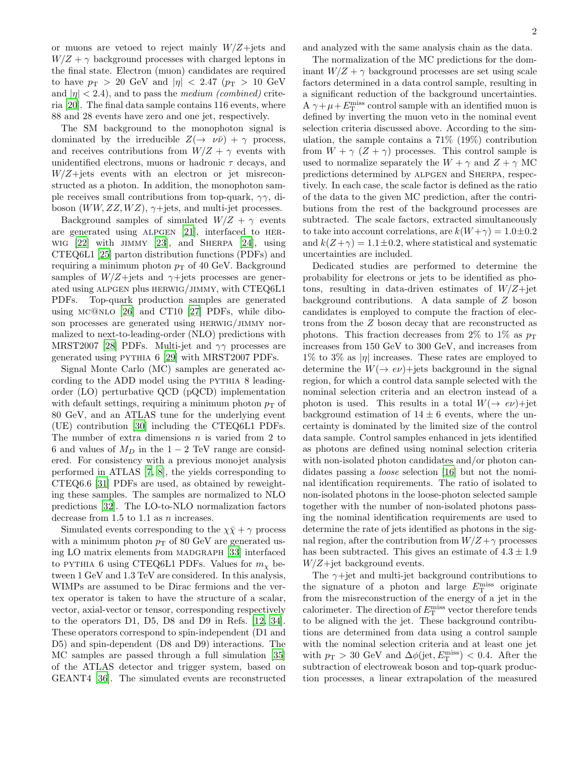or muons are vetoed to reject mainly $W/Z$+jets and $W/Z+\gamma$ background processes with charged leptons in the final state. Electron (muon) candidates are required to have $p_{\mathrm{T}} > 20$ GeV and $|\eta| < 2.47$ ($p_{\mathrm{T}} > 10$ GeV and $|\eta| < 2.4$), and to pass the *medium (combined)* criteria [20]. The final data sample contains 116 events, where 88 and 28 events have zero and one jet, respectively.

The SM background to the monophoton signal is dominated by the irreducible $Z(\rightarrow \nu\bar{\nu}) + \gamma$ process, and receives contributions from $W/Z + \gamma$ events with unidentified electrons, muons or hadronic $\tau$ decays, and $W/Z$+jets events with an electron or jet misreconstructed as a photon. In addition, the monophoton sample receives small contributions from top-quark, $\gamma\gamma$, diboson ($WW, ZZ, WZ$), $\gamma$+jets, and multi-jet processes.

Background samples of simulated $W/Z + \gamma$ events are generated using ALPGEN [21], interfaced to HERWIG [22] with JIMMY [23], and SHERPA [24], using CTEQ6L1 [25] parton distribution functions (PDFs) and requiring a minimum photon $p_{\mathrm{T}}$ of 40 GeV. Background samples of $W/Z$+jets and $\gamma$+jets processes are generated using ALPGEN plus HERWIG/JIMMY, with CTEQ6L1 PDFs. Top-quark production samples are generated using MC@NLO [26] and CT10 [27] PDFs, while diboson processes are generated using HERWIG/JIMMY normalized to next-to-leading-order (NLO) predictions with MRST2007 [28] PDFs. Multi-jet and $\gamma\gamma$ processes are generated using PYTHIA 6 [29] with MRST2007 PDFs.

Signal Monte Carlo (MC) samples are generated according to the ADD model using the PYTHIA 8 leading-order (LO) perturbative QCD (pQCD) implementation with default settings, requiring a minimum photon $p_{\mathrm{T}}$ of 80 GeV, and an ATLAS tune for the underlying event (UE) contribution [30] including the CTEQ6L1 PDFs. The number of extra dimensions $n$ is varied from 2 to 6 and values of $M_D$ in the $1-2$ TeV range are considered. For consistency with a previous monojet analysis performed in ATLAS [7, 8], the yields corresponding to CTEQ6.6 [31] PDFs are used, as obtained by reweighting these samples. The samples are normalized to NLO predictions [32]. The LO-to-NLO normalization factors decrease from 1.5 to 1.1 as $n$ increases.

Simulated events corresponding to the $\chi\bar{\chi} + \gamma$ process with a minimum photon $p_{\mathrm{T}}$ of 80 GeV are generated using LO matrix elements from MADGRAPH [33] interfaced to PYTHIA 6 using CTEQ6L1 PDFs. Values for $m_\chi$ between 1 GeV and 1.3 TeV are considered. In this analysis, WIMPs are assumed to be Dirac fermions and the vertex operator is taken to have the structure of a scalar, vector, axial-vector or tensor, corresponding respectively to the operators D1, D5, D8 and D9 in Refs. [12, 34]. These operators correspond to spin-independent (D1 and D5) and spin-dependent (D8 and D9) interactions. The MC samples are passed through a full simulation [35] of the ATLAS detector and trigger system, based on GEANT4 [36]. The simulated events are reconstructed and analyzed with the same analysis chain as the data.

The normalization of the MC predictions for the dominant $W/Z + \gamma$ background processes are set using scale factors determined in a data control sample, resulting in a significant reduction of the background uncertainties. A $\gamma + \mu + E_{\mathrm{T}}^{\mathrm{miss}}$ control sample with an identified muon is defined by inverting the muon veto in the nominal event selection criteria discussed above. According to the simulation, the sample contains a 71% (19%) contribution from $W + \gamma$ ($Z + \gamma$) processes. This control sample is used to normalize separately the $W + \gamma$ and $Z + \gamma$ MC predictions determined by ALPGEN and SHERPA, respectively. In each case, the scale factor is defined as the ratio of the data to the given MC prediction, after the contributions from the rest of the background processes are subtracted. The scale factors, extracted simultaneously to take into account correlations, are $k(W+\gamma) = 1.0 \pm 0.2$ and $k(Z+\gamma) = 1.1 \pm 0.2$, where statistical and systematic uncertainties are included.

Dedicated studies are performed to determine the probability for electrons or jets to be identified as photons, resulting in data-driven estimates of $W/Z$+jet background contributions. A data sample of $Z$ boson candidates is employed to compute the fraction of electrons from the $Z$ boson decay that are reconstructed as photons. This fraction decreases from 2% to 1% as $p_{\mathrm{T}}$ increases from 150 GeV to 300 GeV, and increases from 1% to 3% as $|\eta|$ increases. These rates are employed to determine the $W(\rightarrow e\nu)$+jets background in the signal region, for which a control data sample selected with the nominal selection criteria and an electron instead of a photon is used. This results in a total $W(\rightarrow e\nu)$+jet background estimation of $14 \pm 6$ events, where the uncertainty is dominated by the limited size of the control data sample. Control samples enhanced in jets identified as photons are defined using nominal selection criteria with non-isolated photon candidates and/or photon candidates passing a *loose* selection [16] but not the nominal identification requirements. The ratio of isolated to non-isolated photons in the loose-photon selected sample together with the number of non-isolated photons passing the nominal identification requirements are used to determine the rate of jets identified as photons in the signal region, after the contribution from $W/Z + \gamma$ processes has been subtracted. This gives an estimate of $4.3 \pm 1.9$ $W/Z$+jet background events.

The $\gamma$+jet and multi-jet background contributions to the signature of a photon and large $E_{\mathrm{T}}^{\mathrm{miss}}$ originate from the misreconstruction of the energy of a jet in the calorimeter. The direction of $E_{\mathrm{T}}^{\mathrm{miss}}$ vector therefore tends to be aligned with the jet. These background contributions are determined from data using a control sample with the nominal selection criteria and at least one jet with $p_{\mathrm{T}} > 30$ GeV and $\Delta\phi(\mathrm{jet}, E_{\mathrm{T}}^{\mathrm{miss}}) < 0.4$. After the subtraction of electroweak boson and top-quark production processes, a linear extrapolation of the measured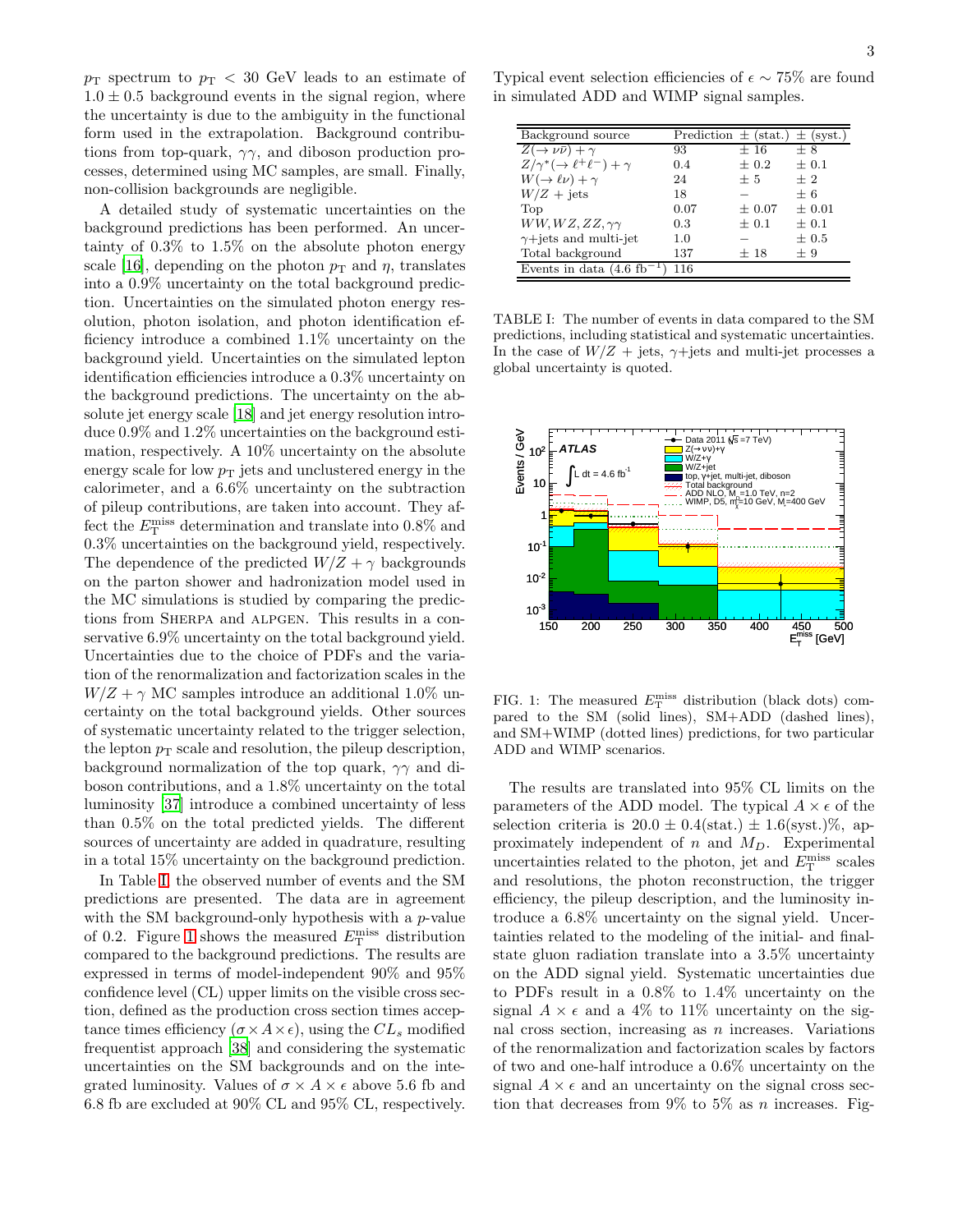$p_T$ spectrum to $p_T < 30$ GeV leads to an estimate of $1.0 \pm 0.5$ background events in the signal region, where the uncertainty is due to the ambiguity in the functional form used in the extrapolation. Background contributions from top-quark, $\gamma\gamma$, and diboson production processes, determined using MC samples, are small. Finally, non-collision backgrounds are negligible.

A detailed study of systematic uncertainties on the background predictions has been performed. An uncertainty of 0.3% to 1.5% on the absolute photon energy scale [16], depending on the photon $p_T$ and $\eta$, translates into a 0.9% uncertainty on the total background prediction. Uncertainties on the simulated photon energy resolution, photon isolation, and photon identification efficiency introduce a combined 1.1% uncertainty on the background yield. Uncertainties on the simulated lepton identification efficiencies introduce a 0.3% uncertainty on the background predictions. The uncertainty on the absolute jet energy scale [18] and jet energy resolution introduce 0.9% and 1.2% uncertainties on the background estimation, respectively. A 10% uncertainty on the absolute energy scale for low $p_T$ jets and unclustered energy in the calorimeter, and a 6.6% uncertainty on the subtraction of pileup contributions, are taken into account. They affect the $E_T^{miss}$ determination and translate into 0.8% and 0.3% uncertainties on the background yield, respectively. The dependence of the predicted $W/Z+\gamma$ backgrounds on the parton shower and hadronization model used in the MC simulations is studied by comparing the predictions from SHERPA and ALPGEN. This results in a conservative 6.9% uncertainty on the total background yield. Uncertainties due to the choice of PDFs and the variation of the renormalization and factorization scales in the $W/Z+\gamma$ MC samples introduce an additional 1.0% uncertainty on the total background yields. Other sources of systematic uncertainty related to the trigger selection, the lepton $p_T$ scale and resolution, the pileup description, background normalization of the top quark, $\gamma\gamma$ and diboson contributions, and a 1.8% uncertainty on the total luminosity [37] introduce a combined uncertainty of less than 0.5% on the total predicted yields. The different sources of uncertainty are added in quadrature, resulting in a total 15% uncertainty on the background prediction.

In Table I, the observed number of events and the SM predictions are presented. The data are in agreement with the SM background-only hypothesis with a $p$-value of 0.2. Figure 1 shows the measured $E_T^{miss}$ distribution compared to the background predictions. The results are expressed in terms of model-independent 90% and 95% confidence level (CL) upper limits on the visible cross section, defined as the production cross section times acceptance times efficiency ($\sigma \times A \times \epsilon$), using the $CL_s$ modified frequentist approach [38] and considering the systematic uncertainties on the SM backgrounds and on the integrated luminosity. Values of $\sigma \times A \times \epsilon$ above 5.6 fb and 6.8 fb are excluded at 90% CL and 95% CL, respectively. Typical event selection efficiencies of $\epsilon \sim 75\%$ are found in simulated ADD and WIMP signal samples.

| Background source | Prediction | $\pm$ (stat.) | $\pm$ (syst.) |
|---|---|---|---|
| $Z(\rightarrow \nu\bar{\nu})+\gamma$ | 93 | $\pm$ 16 | $\pm$ 8 |
| $Z/\gamma^*(\rightarrow \ell^+\ell^-)+\gamma$ | 0.4 | $\pm$ 0.2 | $\pm$ 0.1 |
| $W(\rightarrow \ell\nu)+\gamma$ | 24 | $\pm$ 5 | $\pm$ 2 |
| $W/Z$ + jets | 18 | – | $\pm$ 6 |
| Top | 0.07 | $\pm$ 0.07 | $\pm$ 0.01 |
| $WW, WZ, ZZ, \gamma\gamma$ | 0.3 | $\pm$ 0.1 | $\pm$ 0.1 |
| $\gamma$+jets and multi-jet | 1.0 | – | $\pm$ 0.5 |
| Total background | 137 | $\pm$ 18 | $\pm$ 9 |
| Events in data (4.6 fb$^{-1}$) | 116 | | |

TABLE I: The number of events in data compared to the SM predictions, including statistical and systematic uncertainties. In the case of $W/Z$ + jets, $\gamma$+jets and multi-jet processes a global uncertainty is quoted.

FIG. 1: The measured $E_T^{miss}$ distribution (black dots) compared to the SM (solid lines), SM+ADD (dashed lines), and SM+WIMP (dotted lines) predictions, for two particular ADD and WIMP scenarios.

The results are translated into 95% CL limits on the parameters of the ADD model. The typical $A \times \epsilon$ of the selection criteria is $20.0 \pm 0.4(\text{stat.}) \pm 1.6(\text{syst.})\%$, approximately independent of $n$ and $M_D$. Experimental uncertainties related to the photon, jet and $E_T^{miss}$ scales and resolutions, the photon reconstruction, the trigger efficiency, the pileup description, and the luminosity introduce a 6.8% uncertainty on the signal yield. Uncertainties related to the modeling of the initial- and final-state gluon radiation translate into a 3.5% uncertainty on the ADD signal yield. Systematic uncertainties due to PDFs result in a 0.8% to 1.4% uncertainty on the signal $A \times \epsilon$ and a 4% to 11% uncertainty on the signal cross section, increasing as $n$ increases. Variations of the renormalization and factorization scales by factors of two and one-half introduce a 0.6% uncertainty on the signal $A \times \epsilon$ and an uncertainty on the signal cross section that decreases from 9% to 5% as $n$ increases. Fig-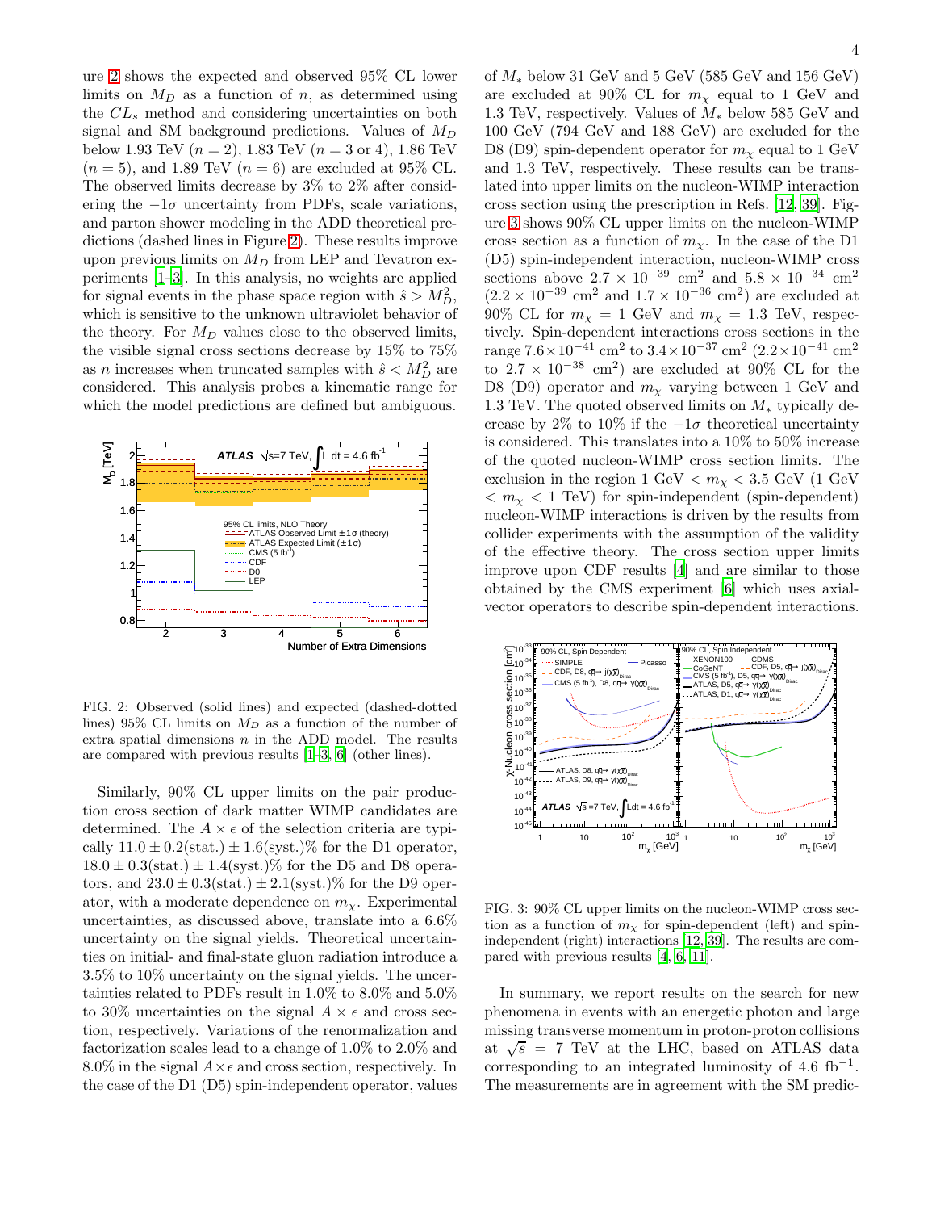ure 2 shows the expected and observed 95% CL lower limits on $M_D$ as a function of $n$, as determined using the $CL_s$ method and considering uncertainties on both signal and SM background predictions. Values of $M_D$ below 1.93 TeV ($n = 2$), 1.83 TeV ($n = 3$ or 4), 1.86 TeV ($n = 5$), and 1.89 TeV ($n = 6$) are excluded at 95% CL. The observed limits decrease by 3% to 2% after considering the $-1\sigma$ uncertainty from PDFs, scale variations, and parton shower modeling in the ADD theoretical predictions (dashed lines in Figure 2). These results improve upon previous limits on $M_D$ from LEP and Tevatron experiments [1–3]. In this analysis, no weights are applied for signal events in the phase space region with $\hat{s} > M_D^2$, which is sensitive to the unknown ultraviolet behavior of the theory. For $M_D$ values close to the observed limits, the visible signal cross sections decrease by 15% to 75% as $n$ increases when truncated samples with $\hat{s} < M_D^2$ are considered. This analysis probes a kinematic range for which the model predictions are defined but ambiguous.

FIG. 2: Observed (solid lines) and expected (dashed-dotted lines) 95% CL limits on $M_D$ as a function of the number of extra spatial dimensions $n$ in the ADD model. The results are compared with previous results [1–3, 6] (other lines).

Similarly, 90% CL upper limits on the pair production cross section of dark matter WIMP candidates are determined. The $A \times \epsilon$ of the selection criteria are typically $11.0 \pm 0.2(\text{stat.}) \pm 1.6(\text{syst.})$% for the D1 operator, $18.0 \pm 0.3(\text{stat.}) \pm 1.4(\text{syst.})$% for the D5 and D8 operators, and $23.0 \pm 0.3(\text{stat.}) \pm 2.1(\text{syst.})$% for the D9 operator, with a moderate dependence on $m_\chi$. Experimental uncertainties, as discussed above, translate into a 6.6% uncertainty on the signal yields. Theoretical uncertainties on initial- and final-state gluon radiation introduce a 3.5% to 10% uncertainty on the signal yields. The uncertainties related to PDFs result in 1.0% to 8.0% and 5.0% to 30% uncertainties on the signal $A \times \epsilon$ and cross section, respectively. Variations of the renormalization and factorization scales lead to a change of 1.0% to 2.0% and 8.0% in the signal $A \times \epsilon$ and cross section, respectively. In the case of the D1 (D5) spin-independent operator, values of $M_*$ below 31 GeV and 5 GeV (585 GeV and 156 GeV) are excluded at 90% CL for $m_\chi$ equal to 1 GeV and 1.3 TeV, respectively. Values of $M_*$ below 585 GeV and 100 GeV (794 GeV and 188 GeV) are excluded for the D8 (D9) spin-dependent operator for $m_\chi$ equal to 1 GeV and 1.3 TeV, respectively. These results can be translated into upper limits on the nucleon-WIMP interaction cross section using the prescription in Refs. [12, 39]. Figure 3 shows 90% CL upper limits on the nucleon-WIMP cross section as a function of $m_\chi$. In the case of the D1 (D5) spin-independent interaction, nucleon-WIMP cross sections above $2.7 \times 10^{-39}$ cm$^2$ and $5.8 \times 10^{-34}$ cm$^2$ ($2.2 \times 10^{-39}$ cm$^2$ and $1.7 \times 10^{-36}$ cm$^2$) are excluded at 90% CL for $m_\chi = 1$ GeV and $m_\chi = 1.3$ TeV, respectively. Spin-dependent interactions cross sections in the range $7.6 \times 10^{-41}$ cm$^2$ to $3.4 \times 10^{-37}$ cm$^2$ ($2.2 \times 10^{-41}$ cm$^2$ to $2.7 \times 10^{-38}$ cm$^2$) are excluded at 90% CL for the D8 (D9) operator and $m_\chi$ varying between 1 GeV and 1.3 TeV. The quoted observed limits on $M_*$ typically decrease by 2% to 10% if the $-1\sigma$ theoretical uncertainty is considered. This translates into a 10% to 50% increase of the quoted nucleon-WIMP cross section limits. The exclusion in the region 1 GeV $< m_\chi <$ 3.5 GeV (1 GeV $< m_\chi <$ 1 TeV) for spin-independent (spin-dependent) nucleon-WIMP interactions is driven by the results from collider experiments with the assumption of the validity of the effective theory. The cross section upper limits improve upon CDF results [4] and are similar to those obtained by the CMS experiment [6] which uses axial-vector operators to describe spin-dependent interactions.

FIG. 3: 90% CL upper limits on the nucleon-WIMP cross section as a function of $m_\chi$ for spin-dependent (left) and spin-independent (right) interactions [12, 39]. The results are compared with previous results [4, 6, 11].

In summary, we report results on the search for new phenomena in events with an energetic photon and large missing transverse momentum in proton-proton collisions at $\sqrt{s} = 7$ TeV at the LHC, based on ATLAS data corresponding to an integrated luminosity of 4.6 fb$^{-1}$. The measurements are in agreement with the SM predic-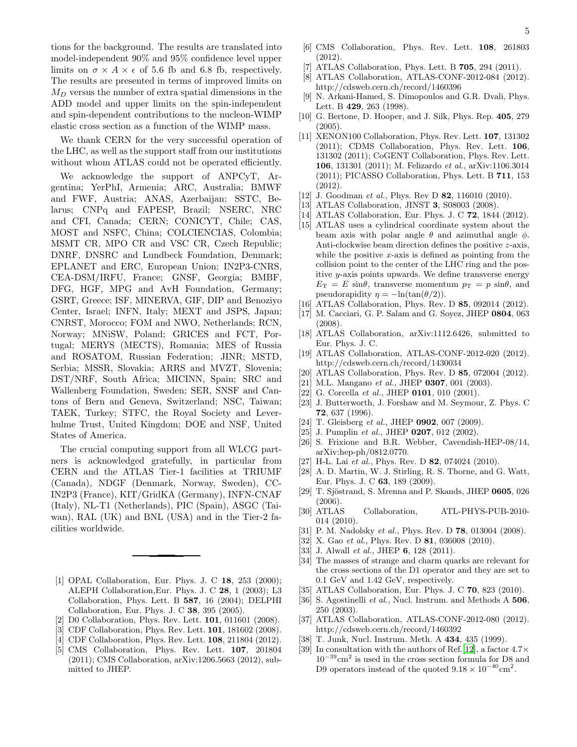tions for the background. The results are translated into model-independent 90% and 95% confidence level upper limits on $\sigma \times A \times \epsilon$ of 5.6 fb and 6.8 fb, respectively. The results are presented in terms of improved limits on $M_D$ versus the number of extra spatial dimensions in the ADD model and upper limits on the spin-independent and spin-dependent contributions to the nucleon-WIMP elastic cross section as a function of the WIMP mass.

We thank CERN for the very successful operation of the LHC, as well as the support staff from our institutions without whom ATLAS could not be operated efficiently.

We acknowledge the support of ANPCyT, Argentina; YerPhI, Armenia; ARC, Australia; BMWF and FWF, Austria; ANAS, Azerbaijan; SSTC, Belarus; CNPq and FAPESP, Brazil; NSERC, NRC and CFI, Canada; CERN; CONICYT, Chile; CAS, MOST and NSFC, China; COLCIENCIAS, Colombia; MSMT CR, MPO CR and VSC CR, Czech Republic; DNRF, DNSRC and Lundbeck Foundation, Denmark; EPLANET and ERC, European Union; IN2P3-CNRS, CEA-DSM/IRFU, France; GNSF, Georgia; BMBF, DFG, HGF, MPG and AvH Foundation, Germany; GSRT, Greece; ISF, MINERVA, GIF, DIP and Benoziyo Center, Israel; INFN, Italy; MEXT and JSPS, Japan; CNRST, Morocco; FOM and NWO, Netherlands; RCN, Norway; MNiSW, Poland; GRICES and FCT, Portugal; MERYS (MECTS), Romania; MES of Russia and ROSATOM, Russian Federation; JINR; MSTD, Serbia; MSSR, Slovakia; ARRS and MVZT, Slovenia; DST/NRF, South Africa; MICINN, Spain; SRC and Wallenberg Foundation, Sweden; SER, SNSF and Cantons of Bern and Geneva, Switzerland; NSC, Taiwan; TAEK, Turkey; STFC, the Royal Society and Leverhulme Trust, United Kingdom; DOE and NSF, United States of America.

The crucial computing support from all WLCG partners is acknowledged gratefully, in particular from CERN and the ATLAS Tier-1 facilities at TRIUMF (Canada), NDGF (Denmark, Norway, Sweden), CC-IN2P3 (France), KIT/GridKA (Germany), INFN-CNAF (Italy), NL-T1 (Netherlands), PIC (Spain), ASGC (Taiwan), RAL (UK) and BNL (USA) and in the Tier-2 facilities worldwide.

---

[1] OPAL Collaboration, Eur. Phys. J. C **18**, 253 (2000); ALEPH Collaboration,Eur. Phys. J. C **28**, 1 (2003); L3 Collaboration, Phys. Lett. B **587**, 16 (2004); DELPHI Collaboration, Eur. Phys. J. C **38**, 395 (2005).

[2] D0 Collaboration, Phys. Rev. Lett. **101**, 011601 (2008).

[3] CDF Collaboration, Phys. Rev. Lett. **101**, 181602 (2008).

[4] CDF Collaboration, Phys. Rev. Lett. **108**, 211804 (2012).

[5] CMS Collaboration, Phys. Rev. Lett. **107**, 201804 (2011); CMS Collaboration, arXiv:1206.5663 (2012), submitted to JHEP.

[6] CMS Collaboration, Phys. Rev. Lett. **108**, 261803 (2012).

[7] ATLAS Collaboration, Phys. Lett. B **705**, 294 (2011).

[8] ATLAS Collaboration, ATLAS-CONF-2012-084 (2012). http://cdsweb.cern.ch/record/1460396

[9] N. Arkani-Hamed, S. Dimopoulos and G.R. Dvali, Phys. Lett. B **429**, 263 (1998).

[10] G. Bertone, D. Hooper, and J. Silk, Phys. Rep. **405**, 279 (2005).

[11] XENON100 Collaboration, Phys. Rev. Lett. **107**, 131302 (2011); CDMS Collaboration, Phys. Rev. Lett. **106**, 131302 (2011); CoGENT Collaboration, Phys. Rev. Lett. **106**, 131301 (2011); M. Felizardo *et al.*, arXiv:1106.3014 (2011); PICASSO Collaboration, Phys. Lett. B **711**, 153 (2012).

[12] J. Goodman *et al.*, Phys. Rev D **82**, 116010 (2010).

[13] ATLAS Collaboration, JINST **3**, S08003 (2008).

[14] ATLAS Collaboration, Eur. Phys. J. C **72**, 1844 (2012).

[15] ATLAS uses a cylindrical coordinate system about the beam axis with polar angle $\theta$ and azimuthal angle $\phi$. Anti-clockwise beam direction defines the positive $z$-axis, while the positive $x$-axis is defined as pointing from the collision point to the center of the LHC ring and the positive $y$-axis points upwards. We define transverse energy $E_{\mathrm{T}} = E \sin\theta$, transverse momentum $p_{\mathrm{T}} = p \sin\theta$, and pseudorapidity $\eta = -\ln(\tan(\theta/2))$.

[16] ATLAS Collaboration, Phys. Rev. D **85**, 092014 (2012).

[17] M. Cacciari, G. P. Salam and G. Soyez, JHEP **0804**, 063 (2008).

[18] ATLAS Collaboration, arXiv:1112.6426, submitted to Eur. Phys. J. C.

[19] ATLAS Collaboration, ATLAS-CONF-2012-020 (2012). http://cdsweb.cern.ch/record/1430034

[20] ATLAS Collaboration, Phys. Rev. D **85**, 072004 (2012).

[21] M.L. Mangano *et al.*, JHEP **0307**, 001 (2003).

[22] G. Corcella *et al.*, JHEP **0101**, 010 (2001).

[23] J. Butterworth, J. Forshaw and M. Seymour, Z. Phys. C **72**, 637 (1996).

[24] T. Gleisberg *et al.*, JHEP **0902**, 007 (2009).

[25] J. Pumplin *et al.*, JHEP **0207**, 012 (2002).

[26] S. Frixione and B.R. Webber, Cavendish-HEP-08/14, arXiv:hep-ph/0812.0770.

[27] H-L. Lai *et al.*, Phys. Rev. D **82**, 074024 (2010).

[28] A. D. Martin, W. J. Stirling, R. S. Thorne, and G. Watt, Eur. Phys. J. C **63**, 189 (2009).

[29] T. Sjöstrand, S. Mrenna and P. Skands, JHEP **0605**, 026 (2006).

[30] ATLAS Collaboration, ATL-PHYS-PUB-2010-014 (2010).

[31] P. M. Nadolsky *et al.*, Phys. Rev. D **78**, 013004 (2008).

[32] X. Gao *et al.*, Phys. Rev. D **81**, 036008 (2010).

[33] J. Alwall *et al.*, JHEP **6**, 128 (2011).

[34] The masses of strange and charm quarks are relevant for the cross sections of the D1 operator and they are set to 0.1 GeV and 1.42 GeV, respectively.

[35] ATLAS Collaboration, Eur. Phys. J. C **70**, 823 (2010).

[36] S. Agostinelli *et al.*, Nucl. Instrum. and Methods A **506**, 250 (2003).

[37] ATLAS Collaboration, ATLAS-CONF-2012-080 (2012). http://cdsweb.cern.ch/record/1460392

[38] T. Junk, Nucl. Instrum. Meth. A **434**, 435 (1999).

[39] In consultation with the authors of Ref. [12], a factor $4.7\times 10^{-39}\mathrm{cm}^2$ is used in the cross section formula for D8 and D9 operators instead of the quoted $9.18 \times 10^{-40}\mathrm{cm}^2$.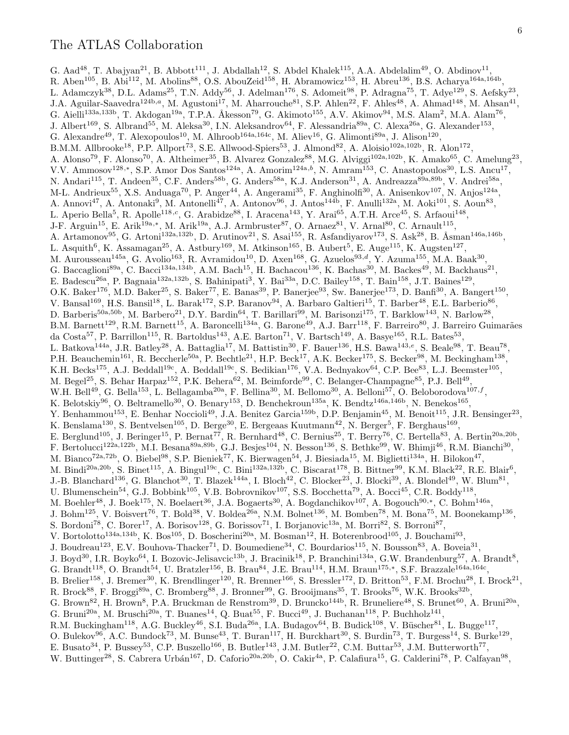# The ATLAS Collaboration

G. Aad[48], T. Abajyan[21], B. Abbott[111], J. Abdallah[12], S. Abdel Khalek[115], A.A. Abdelalim[49], O. Abdinov[11], R. Aben[105], B. Abi[112], M. Abolins[88], O.S. AbouZeid[158], H. Abramowicz[153], H. Abreu[136], B.S. Acharya[164a,164b], L. Adamczyk[38], D.L. Adams[25], T.N. Addy[56], J. Adelman[176], S. Adomeit[98], P. Adragna[75], T. Adye[129], S. Aefsky[23], J.A. Aguilar-Saavedra[124b,a], M. Agustoni[17], M. Aharrouche[81], S.P. Ahlen[22], F. Ahles[48], A. Ahmad[148], M. Ahsan[41], G. Aielli[133a,133b], T. Akdogan[19a], T.P.A. Åkesson[79], G. Akimoto[155], A.V. Akimov[94], M.S. Alam[2], M.A. Alam[76], J. Albert[169], S. Albrand[55], M. Aleksa[30], I.N. Aleksandrov[64], F. Alessandria[89a], C. Alexa[26a], G. Alexander[153], G. Alexandre[49], T. Alexopoulos[10], M. Alhroob[164a,164c], M. Aliev[16], G. Alimonti[89a], J. Alison[120], B.M.M. Allbrooke[18], P.P. Allport[73], S.E. Allwood-Spiers[53], J. Almond[82], A. Aloisio[102a,102b], R. Alon[172], A. Alonso[79], F. Alonso[70], A. Altheimer[35], B. Alvarez Gonzalez[88], M.G. Alviggi[102a,102b], K. Amako[65], C. Amelung[23], V.V. Ammosov[128,*], S.P. Amor Dos Santos[124a], A. Amorim[124a,b], N. Amram[153], C. Anastopoulos[30], L.S. Ancu[17], N. Andari[115], T. Andeen[35], C.F. Anders[58b], G. Anders[58a], K.J. Anderson[31], A. Andreazza[89a,89b], V. Andrei[58a], M-L. Andrieux[55], X.S. Anduaga[70], P. Anger[44], A. Angerami[35], F. Anghinolfi[30], A. Anisenkov[107], N. Anjos[124a], A. Annovi[47], A. Antonaki[9], M. Antonelli[47], A. Antonov[96], J. Antos[144b], F. Anulli[132a], M. Aoki[101], S. Aoun[83], L. Aperio Bella[5], R. Apolle[118,c], G. Arabidze[88], I. Aracena[143], Y. Arai[65], A.T.H. Arce[45], S. Arfaoui[148], J-F. Arguin[15], E. Arik[19a,*], M. Arik[19a], A.J. Armbruster[87], O. Arnaez[81], V. Arnal[80], C. Arnault[115], A. Artamonov[95], G. Artoni[132a,132b], D. Arutinov[21], S. Asai[155], R. Asfandiyarov[173], S. Ask[28], B. Åsman[146a,146b], L. Asquith[6], K. Assamagan[25], A. Astbury[169], M. Atkinson[165], B. Aubert[5], E. Auge[115], K. Augsten[127], M. Aurousseau[145a], G. Avolio[163], R. Avramidou[10], D. Axen[168], G. Azuelos[93,d], Y. Azuma[155], M.A. Baak[30], G. Baccaglioni[89a], C. Bacci[134a,134b], A.M. Bach[15], H. Bachacou[136], K. Bachas[30], M. Backes[49], M. Backhaus[21], E. Badescu[26a], P. Bagnaia[132a,132b], S. Bahinipati[3], Y. Bai[33a], D.C. Bailey[158], T. Bain[158], J.T. Baines[129], O.K. Baker[176], M.D. Baker[25], S. Baker[77], E. Banas[39], P. Banerjee[93], Sw. Banerjee[173], D. Banfi[30], A. Bangert[150], V. Bansal[169], H.S. Bansil[18], L. Barak[172], S.P. Baranov[94], A. Barbaro Galtieri[15], T. Barber[48], E.L. Barberio[86], D. Barberis[50a,50b], M. Barbero[21], D.Y. Bardin[64], T. Barillari[99], M. Barisonzi[175], T. Barklow[143], N. Barlow[28], B.M. Barnett[129], R.M. Barnett[15], A. Baroncelli[134a], G. Barone[49], A.J. Barr[118], F. Barreiro[80], J. Barreiro Guimarães da Costa[57], P. Barrillon[115], R. Bartoldus[143], A.E. Barton[71], V. Bartsch[149], A. Basye[165], R.L. Bates[53], L. Batkova[144a], J.R. Batley[28], A. Battaglia[17], M. Battistin[30], F. Bauer[136], H.S. Bawa[143,e], S. Beale[98], T. Beau[78], P.H. Beauchemin[161], R. Beccherle[50a], P. Bechtle[21], H.P. Beck[17], A.K. Becker[175], S. Becker[98], M. Beckingham[138], K.H. Becks[175], A.J. Beddall[19c], A. Beddall[19c], S. Bedikian[176], V.A. Bednyakov[64], C.P. Bee[83], L.J. Beemster[105], M. Begel[25], S. Behar Harpaz[152], P.K. Behera[62], M. Beimforde[99], C. Belanger-Champagne[85], P.J. Bell[49], W.H. Bell[49], G. Bella[153], L. Bellagamba[20a], F. Bellina[30], M. Bellomo[30], A. Belloni[57], O. Beloborodova[107,f], K. Belotskiy[96], O. Beltramello[30], O. Benary[153], D. Benchekroun[135a], K. Bendtz[146a,146b], N. Benekos[165], Y. Benhammou[153], E. Benhar Noccioli[49], J.A. Benitez Garcia[159b], D.P. Benjamin[45], M. Benoit[115], J.R. Bensinger[23], K. Benslama[130], S. Bentvelsen[105], D. Berge[30], E. Bergeaas Kuutmann[42], N. Berger[5], F. Berghaus[169], E. Berglund[105], J. Beringer[15], P. Bernat[77], R. Bernhard[48], C. Bernius[25], T. Berry[76], C. Bertella[83], A. Bertin[20a,20b], F. Bertolucci[122a,122b], M.I. Besana[89a,89b], G.J. Besjes[104], N. Besson[136], S. Bethke[99], W. Bhimji[46], R.M. Bianchi[30], M. Bianco[72a,72b], O. Biebel[98], S.P. Bieniek[77], K. Bierwagen[54], J. Biesiada[15], M. Biglietti[134a], H. Bilokon[47], M. Bindi[20a,20b], S. Binet[115], A. Bingul[19c], C. Bini[132a,132b], C. Biscarat[178], B. Bittner[99], K.M. Black[22], R.E. Blair[6], J.-B. Blanchard[136], G. Blanchot[30], T. Blazek[144a], I. Bloch[42], C. Blocker[23], J. Blocki[39], A. Blondel[49], W. Blum[81], U. Blumenschein[54], G.J. Bobbink[105], V.B. Bobrovnikov[107], S.S. Bocchetta[79], A. Bocci[45], C.R. Boddy[118], M. Boehler[48], J. Boek[175], N. Boelaert[36], J.A. Bogaerts[30], A. Bogdanchikov[107], A. Bogouch[90,*], C. Bohm[146a], J. Bohm[125], V. Boisvert[76], T. Bold[38], V. Boldea[26a], N.M. Bolnet[136], M. Bomben[78], M. Bona[75], M. Boonekamp[136], S. Bordoni[78], C. Borer[17], A. Borisov[128], G. Borissov[71], I. Borjanovic[13a], M. Borri[82], S. Borroni[87], V. Bortolotto[134a,134b], K. Bos[105], D. Boscherini[20a], M. Bosman[12], H. Boterenbrood[105], J. Bouchami[93], J. Boudreau[123], E.V. Bouhova-Thacker[71], D. Boumediene[34], C. Bourdarios[115], N. Bousson[83], A. Boveia[31], J. Boyd[30], I.R. Boyko[64], I. Bozovic-Jelisavcic[13b], J. Bracinik[18], P. Branchini[134a], G.W. Brandenburg[57], A. Brandt[8], G. Brandt[118], O. Brandt[54], U. Bratzler[156], B. Brau[84], J.E. Brau[114], H.M. Braun[175,*], S.F. Brazzale[164a,164c], B. Brelier[158], J. Bremer[30], K. Brendlinger[120], R. Brenner[166], S. Bressler[172], D. Britton[53], F.M. Brochu[28], I. Brock[21], R. Brock[88], F. Broggi[89a], C. Bromberg[88], J. Bronner[99], G. Brooijmans[35], T. Brooks[76], W.K. Brooks[32b], G. Brown[82], H. Brown[8], P.A. Bruckman de Renstrom[39], D. Bruncko[144b], R. Bruneliere[48], S. Brunet[60], A. Bruni[20a], G. Bruni[20a], M. Bruschi[20a], T. Buanes[14], Q. Buat[55], F. Bucci[49], J. Buchanan[118], P. Buchholz[141], R.M. Buckingham[118], A.G. Buckley[46], S.I. Buda[26a], I.A. Budagov[64], B. Budick[108], V. Büscher[81], L. Bugge[117], O. Bulekov[96], A.C. Bundock[73], M. Bunse[43], T. Buran[117], H. Burckhart[30], S. Burdin[73], T. Burgess[14], S. Burke[129], E. Busato[34], P. Bussey[53], C.P. Buszello[166], B. Butler[143], J.M. Butler[22], C.M. Buttar[53], J.M. Butterworth[77], W. Buttinger[28], S. Cabrera Urbán[167], D. Caforio[20a,20b], O. Cakir[4a], P. Calafiura[15], G. Calderini[78], P. Calfayan[98],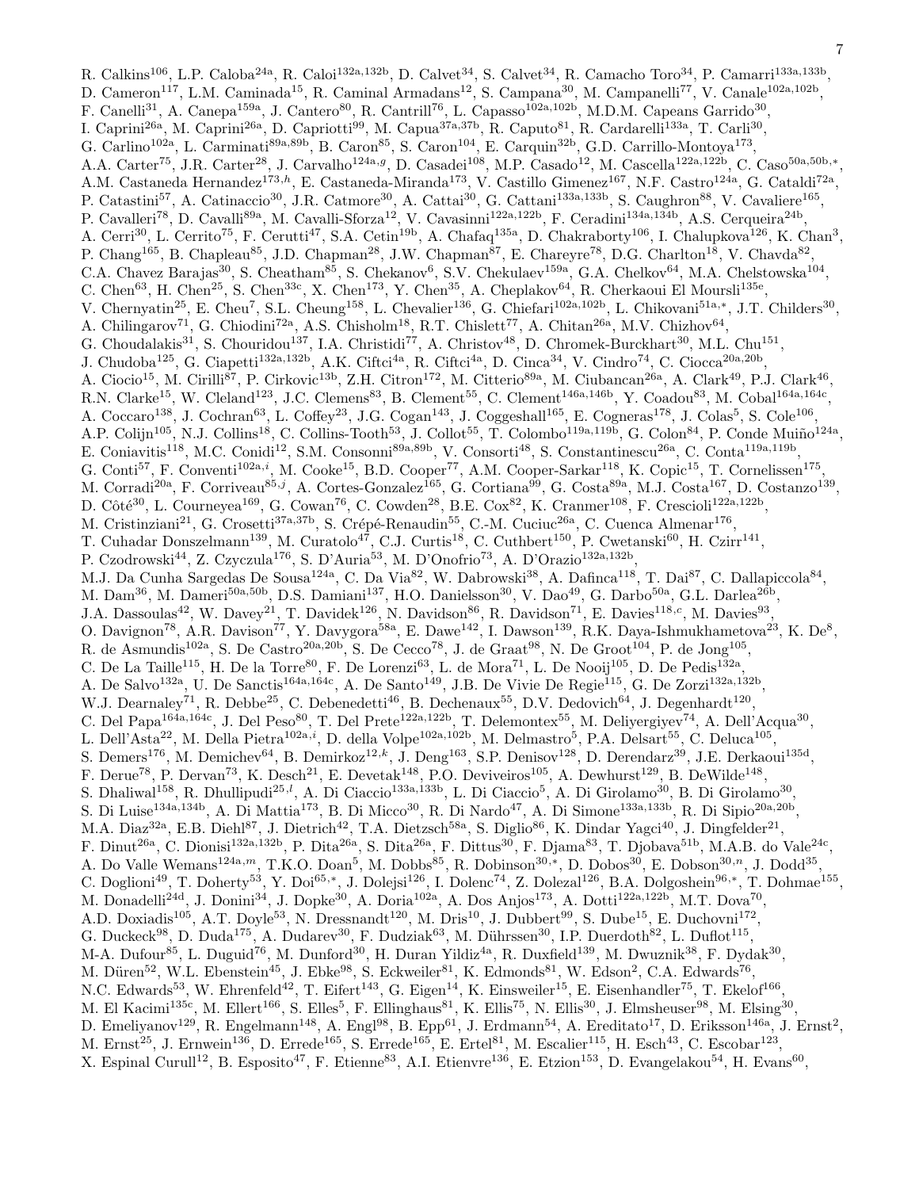R. Calkins[106], L.P. Caloba[24a], R. Caloi[132a,132b], D. Calvet[34], S. Calvet[34], R. Camacho Toro[34], P. Camarri[133a,133b], D. Cameron[117], L.M. Caminada[15], R. Caminal Armadans[12], S. Campana[30], M. Campanelli[77], V. Canale[102a,102b], F. Canelli[31], A. Canepa[159a], J. Cantero[80], R. Cantrill[76], L. Capasso[102a,102b], M.D.M. Capeans Garrido[30], I. Caprini[26a], M. Caprini[26a], D. Capriotti[99], M. Capua[37a,37b], R. Caputo[81], R. Cardarelli[133a], T. Carli[30], G. Carlino[102a], L. Carminati[89a,89b], B. Caron[85], S. Caron[104], E. Carquin[32b], G.D. Carrillo-Montoya[173], A.A. Carter[75], J.R. Carter[28], J. Carvalho[124a,g], D. Casadei[108], M.P. Casado[12], M. Cascella[122a,122b], C. Caso[50a,50b,*], A.M. Castaneda Hernandez[173,h], E. Castaneda-Miranda[173], V. Castillo Gimenez[167], N.F. Castro[124a], G. Cataldi[72a], P. Catastini[57], A. Catinaccio[30], J.R. Catmore[30], A. Cattai[30], G. Cattani[133a,133b], S. Caughron[88], V. Cavaliere[165], P. Cavalleri[78], D. Cavalli[89a], M. Cavalli-Sforza[12], V. Cavasinni[122a,122b], F. Ceradini[134a,134b], A.S. Cerqueira[24b], A. Cerri[30], L. Cerrito[75], F. Cerutti[47], S.A. Cetin[19b], A. Chafaq[135a], D. Chakraborty[106], I. Chalupkova[126], K. Chan[3], P. Chang[165], B. Chapleau[85], J.D. Chapman[28], J.W. Chapman[87], E. Chareyre[78], D.G. Charlton[18], V. Chavda[82], C.A. Chavez Barajas[30], S. Cheatham[85], S. Chekanov[6], S.V. Chekulaev[159a], G.A. Chelkov[64], M.A. Chelstowska[104], C. Chen[63], H. Chen[25], S. Chen[33c], X. Chen[173], Y. Chen[35], A. Cheplakov[64], R. Cherkaoui El Moursli[135e], V. Chernyatin[25], E. Cheu[7], S.L. Cheung[158], L. Chevalier[136], G. Chiefari[102a,102b], L. Chikovani[51a,*], J.T. Childers[30], A. Chilingarov[71], G. Chiodini[72a], A.S. Chisholm[18], R.T. Chislett[77], A. Chitan[26a], M.V. Chizhov[64], G. Choudalakis[31], S. Chouridou[137], I.A. Christidi[77], A. Christov[48], D. Chromek-Burckhart[30], M.L. Chu[151], J. Chudoba[125], G. Ciapetti[132a,132b], A.K. Ciftci[4a], R. Ciftci[4a], D. Cinca[34], V. Cindro[74], C. Ciocca[20a,20b], A. Ciocio[15], M. Cirilli[87], P. Cirkovic[13b], Z.H. Citron[172], M. Citterio[89a], M. Ciubancan[26a], A. Clark[49], P.J. Clark[46], R.N. Clarke[15], W. Cleland[123], J.C. Clemens[83], B. Clement[55], C. Clement[146a,146b], Y. Coadou[83], M. Cobal[164a,164c], A. Coccaro[138], J. Cochran[63], L. Coffey[23], J.G. Cogan[143], J. Coggeshall[165], E. Cogneras[178], J. Colas[5], S. Cole[106], A.P. Colijn[105], N.J. Collins[18], C. Collins-Tooth[53], J. Collot[55], T. Colombo[119a,119b], G. Colon[84], P. Conde Muiño[124a], E. Coniavitis[118], M.C. Conidi[12], S.M. Consonni[89a,89b], V. Consorti[48], S. Constantinescu[26a], C. Conta[119a,119b], G. Conti[57], F. Conventi[102a,i], M. Cooke[15], B.D. Cooper[77], A.M. Cooper-Sarkar[118], K. Copic[15], T. Cornelissen[175], M. Corradi[20a], F. Corriveau[85,j], A. Cortes-Gonzalez[165], G. Cortiana[99], G. Costa[89a], M.J. Costa[167], D. Costanzo[139], D. Côté[30], L. Courneyea[169], G. Cowan[76], C. Cowden[28], B.E. Cox[82], K. Cranmer[108], F. Crescioli[122a,122b], M. Cristinziani[21], G. Crosetti[37a,37b], S. Crépé-Renaudin[55], C.-M. Cuciuc[26a], C. Cuenca Almenar[176], T. Cuhadar Donszelmann[139], M. Curatolo[47], C.J. Curtis[18], C. Cuthbert[150], P. Cwetanski[60], H. Czirr[141], P. Czodrowski[44], Z. Czyczula[176], S. D'Auria[53], M. D'Onofrio[73], A. D'Orazio[132a,132b], M.J. Da Cunha Sargedas De Sousa[124a], C. Da Via[82], W. Dabrowski[38], A. Dafinca[118], T. Dai[87], C. Dallapiccola[84], M. Dam[36], M. Dameri[50a,50b], D.S. Damiani[137], H.O. Danielsson[30], V. Dao[49], G. Darbo[50a], G.L. Darlea[26b], J.A. Dassoulas[42], W. Davey[21], T. Davidek[126], N. Davidson[86], R. Davidson[71], E. Davies[118,c], M. Davies[93], O. Davignon[78], A.R. Davison[77], Y. Davygora[58a], E. Dawe[142], I. Dawson[139], R.K. Daya-Ishmukhametova[23], K. De[8], R. de Asmundis[102a], S. De Castro[20a,20b], S. De Cecco[78], J. de Graat[98], N. De Groot[104], P. de Jong[105], C. De La Taille[115], H. De la Torre[80], F. De Lorenzi[63], L. de Mora[71], L. De Nooij[105], D. De Pedis[132a], A. De Salvo[132a], U. De Sanctis[164a,164c], A. De Santo[149], J.B. De Vivie De Regie[115], G. De Zorzi[132a,132b], W.J. Dearnaley[71], R. Debbe[25], C. Debenedetti[46], B. Dechenaux[55], D.V. Dedovich[64], J. Degenhardt[120], C. Del Papa[164a,164c], J. Del Peso[80], T. Del Prete[122a,122b], T. Delemontex[55], M. Deliyergiyev[74], A. Dell'Acqua[30], L. Dell'Asta[22], M. Della Pietra[102a,i], D. della Volpe[102a,102b], M. Delmastro[5], P.A. Delsart[55], C. Deluca[105], S. Demers[176], M. Demichev[64], B. Demirkoz[12,k], J. Deng[163], S.P. Denisov[128], D. Derendarz[39], J.E. Derkaoui[135d], F. Derue[78], P. Dervan[73], K. Desch[21], E. Devetak[148], P.O. Deviveiros[105], A. Dewhurst[129], B. DeWilde[148], S. Dhaliwal[158], R. Dhullipudi[25,l], A. Di Ciaccio[133a,133b], L. Di Ciaccio[5], A. Di Girolamo[30], B. Di Girolamo[30], S. Di Luise[134a,134b], A. Di Mattia[173], B. Di Micco[30], R. Di Nardo[47], A. Di Simone[133a,133b], R. Di Sipio[20a,20b], M.A. Diaz[32a], E.B. Diehl[87], J. Dietrich[42], T.A. Dietzsch[58a], S. Diglio[86], K. Dindar Yagci[40], J. Dingfelder[21], F. Dinut[26a], C. Dionisi[132a,132b], P. Dita[26a], S. Dita[26a], F. Dittus[30], F. Djama[83], T. Djobava[51b], M.A.B. do Vale[24c], A. Do Valle Wemans[124a,m], T.K.O. Doan[5], M. Dobbs[85], R. Dobinson[30,*], D. Dobos[30], E. Dobson[30,n], J. Dodd[35], C. Doglioni[49], T. Doherty[53], Y. Doi[65,*], J. Dolejsi[126], I. Dolenc[74], Z. Dolezal[126], B.A. Dolgoshein[96,*], T. Dohmae[155], M. Donadelli[24d], J. Donini[34], J. Dopke[30], A. Doria[102a], A. Dos Anjos[173], A. Dotti[122a,122b], M.T. Dova[70], A.D. Doxiadis[105], A.T. Doyle[53], N. Dressnandt[120], M. Dris[10], J. Dubbert[99], S. Dube[15], E. Duchovni[172], G. Duckeck[98], D. Duda[175], A. Dudarev[30], F. Dudziak[63], M. Dührssen[30], I.P. Duerdoth[82], L. Duflot[115], M-A. Dufour[85], L. Duguid[76], M. Dunford[30], H. Duran Yildiz[4a], R. Duxfield[139], M. Dwuznik[38], F. Dydak[30], M. Düren[52], W.L. Ebenstein[45], J. Ebke[98], S. Eckweiler[81], K. Edmonds[81], W. Edson[2], C.A. Edwards[76], N.C. Edwards[53], W. Ehrenfeld[42], T. Eifert[143], G. Eigen[14], K. Einsweiler[15], E. Eisenhandler[75], T. Ekelof[166], M. El Kacimi[135c], M. Ellert[166], S. Elles[5], F. Ellinghaus[81], K. Ellis[75], N. Ellis[30], J. Elmsheuser[98], M. Elsing[30], D. Emeliyanov[129], R. Engelmann[148], A. Engl[98], B. Epp[61], J. Erdmann[54], A. Ereditato[17], D. Eriksson[146a], J. Ernst[2], M. Ernst[25], J. Ernwein[136], D. Errede[165], S. Errede[165], E. Ertel[81], M. Escalier[115], H. Esch[43], C. Escobar[123], X. Espinal Curull[12], B. Esposito[47], F. Etienne[83], A.I. Etienvre[136], E. Etzion[153], D. Evangelakou[54], H. Evans[60],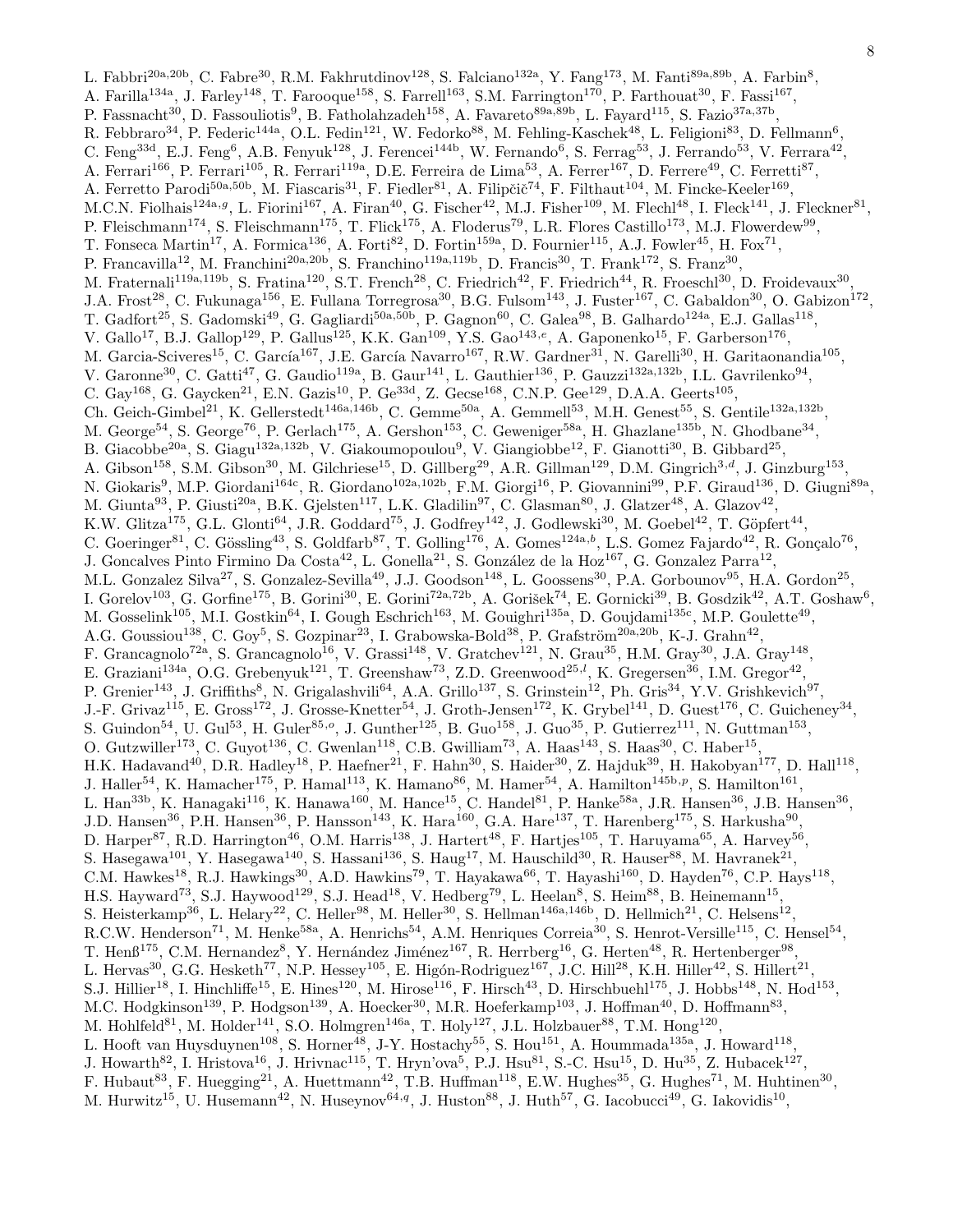L. Fabbri[20a,20b], C. Fabre[30], R.M. Fakhrutdinov[128], S. Falciano[132a], Y. Fang[173], M. Fanti[89a,89b], A. Farbin[8], A. Farilla[134a], J. Farley[148], T. Farooque[158], S. Farrell[163], S.M. Farrington[170], P. Farthouat[30], F. Fassi[167], P. Fassnacht[30], D. Fassouliotis[9], B. Fatholahzadeh[158], A. Favareto[89a,89b], L. Fayard[115], S. Fazio[37a,37b], R. Febbraro[34], P. Federic[144a], O.L. Fedin[121], W. Fedorko[88], M. Fehling-Kaschek[48], L. Feligioni[83], D. Fellmann[6], C. Feng[33d], E.J. Feng[6], A.B. Fenyuk[128], J. Ferencei[144b], W. Fernando[6], S. Ferrag[53], J. Ferrando[53], V. Ferrara[42], A. Ferrari[166], P. Ferrari[105], R. Ferrari[119a], D.E. Ferreira de Lima[53], A. Ferrer[167], D. Ferrere[49], C. Ferretti[87], A. Ferretto Parodi[50a,50b], M. Fiascaris[31], F. Fiedler[81], A. Filipčič[74], F. Filthaut[104], M. Fincke-Keeler[169], M.C.N. Fiolhais[124a,g], L. Fiorini[167], A. Firan[40], G. Fischer[42], M.J. Fisher[109], M. Flechl[48], I. Fleck[141], J. Fleckner[81], P. Fleischmann[174], S. Fleischmann[175], T. Flick[175], A. Floderus[79], L.R. Flores Castillo[173], M.J. Flowerdew[99], T. Fonseca Martin[17], A. Formica[136], A. Forti[82], D. Fortin[159a], D. Fournier[115], A.J. Fowler[45], H. Fox[71], P. Francavilla[12], M. Franchini[20a,20b], S. Franchino[119a,119b], D. Francis[30], T. Frank[172], S. Franz[30], M. Fraternali[119a,119b], S. Fratina[120], S.T. French[28], C. Friedrich[42], F. Friedrich[44], R. Froeschl[30], D. Froidevaux[30], J.A. Frost[28], C. Fukunaga[156], E. Fullana Torregrosa[30], B.G. Fulsom[143], J. Fuster[167], C. Gabaldon[30], O. Gabizon[172], T. Gadfort[25], S. Gadomski[49], G. Gagliardi[50a,50b], P. Gagnon[60], C. Galea[98], B. Galhardo[124a], E.J. Gallas[118], V. Gallo[17], B.J. Gallop[129], P. Gallus[125], K.K. Gan[109], Y.S. Gao[143,e], A. Gaponenko[15], F. Garberson[176], M. Garcia-Sciveres[15], C. García[167], J.E. García Navarro[167], R.W. Gardner[31], N. Garelli[30], H. Garitaonandia[105], V. Garonne[30], C. Gatti[47], G. Gaudio[119a], B. Gaur[141], L. Gauthier[136], P. Gauzzi[132a,132b], I.L. Gavrilenko[94], C. Gay[168], G. Gaycken[21], E.N. Gazis[10], P. Ge[33d], Z. Gecse[168], C.N.P. Gee[129], D.A.A. Geerts[105], Ch. Geich-Gimbel[21], K. Gellerstedt[146a,146b], C. Gemme[50a], A. Gemmell[53], M.H. Genest[55], S. Gentile[132a,132b], M. George[54], S. George[76], P. Gerlach[175], A. Gershon[153], C. Geweniger[58a], H. Ghazlane[135b], N. Ghodbane[34], B. Giacobbe[20a], S. Giagu[132a,132b], V. Giakoumopoulou[9], V. Giangiobbe[12], F. Gianotti[30], B. Gibbard[25], A. Gibson[158], S.M. Gibson[30], M. Gilchriese[15], D. Gillberg[29], A.R. Gillman[129], D.M. Gingrich[3,d], J. Ginzburg[153], N. Giokaris[9], M.P. Giordani[164c], R. Giordano[102a,102b], F.M. Giorgi[16], P. Giovannini[99], P.F. Giraud[136], D. Giugni[89a], M. Giunta[93], P. Giusti[20a], B.K. Gjelsten[117], L.K. Gladilin[97], C. Glasman[80], J. Glatzer[48], A. Glazov[42], K.W. Glitza[175], G.L. Glonti[64], J.R. Goddard[75], J. Godfrey[142], J. Godlewski[30], M. Goebel[42], T. Göpfert[44], C. Goeringer[81], C. Gössling[43], S. Goldfarb[87], T. Golling[176], A. Gomes[124a,b], L.S. Gomez Fajardo[42], R. Gonçalo[76], J. Goncalves Pinto Firmino Da Costa[42], L. Gonella[21], S. González de la Hoz[167], G. Gonzalez Parra[12], M.L. Gonzalez Silva[27], S. Gonzalez-Sevilla[49], J.J. Goodson[148], L. Goossens[30], P.A. Gorbounov[95], H.A. Gordon[25], I. Gorelov[103], G. Gorfine[175], B. Gorini[30], E. Gorini[72a,72b], A. Gorišek[74], E. Gornicki[39], B. Gosdzik[42], A.T. Goshaw[6], M. Gosselink[105], M.I. Gostkin[64], I. Gough Eschrich[163], M. Gouighri[135a], D. Goujdami[135c], M.P. Goulette[49], A.G. Goussiou[138], C. Goy[5], S. Gozpinar[23], I. Grabowska-Bold[38], P. Grafström[20a,20b], K-J. Grahn[42], F. Grancagnolo[72a], S. Grancagnolo[16], V. Grassi[148], V. Gratchev[121], N. Grau[35], H.M. Gray[30], J.A. Gray[148], E. Graziani[134a], O.G. Grebenyuk[121], T. Greenshaw[73], Z.D. Greenwood[25,l], K. Gregersen[36], I.M. Gregor[42], P. Grenier[143], J. Griffiths[8], N. Grigalashvili[64], A.A. Grillo[137], S. Grinstein[12], Ph. Gris[34], Y.V. Grishkevich[97], J.-F. Grivaz[115], E. Gross[172], J. Grosse-Knetter[54], J. Groth-Jensen[172], K. Grybel[141], D. Guest[176], C. Guicheney[34], S. Guindon[54], U. Gul[53], H. Guler[85,o], J. Gunther[125], B. Guo[158], J. Guo[35], P. Gutierrez[111], N. Guttman[153], O. Gutzwiller[173], C. Guyot[136], C. Gwenlan[118], C.B. Gwilliam[73], A. Haas[143], S. Haas[30], C. Haber[15], H.K. Hadavand[40], D.R. Hadley[18], P. Haefner[21], F. Hahn[30], S. Haider[30], Z. Hajduk[39], H. Hakobyan[177], D. Hall[118], J. Haller[54], K. Hamacher[175], P. Hamal[113], K. Hamano[86], M. Hamer[54], A. Hamilton[145b,p], S. Hamilton[161], L. Han[33b], K. Hanagaki[116], K. Hanawa[160], M. Hance[15], C. Handel[81], P. Hanke[58a], J.R. Hansen[36], J.B. Hansen[36], J.D. Hansen[36], P.H. Hansen[36], P. Hansson[143], K. Hara[160], G.A. Hare[137], T. Harenberg[175], S. Harkusha[90], D. Harper[87], R.D. Harrington[46], O.M. Harris[138], J. Hartert[48], F. Hartjes[105], T. Haruyama[65], A. Harvey[56], S. Hasegawa[101], Y. Hasegawa[140], S. Hassani[136], S. Haug[17], M. Hauschild[30], R. Hauser[88], M. Havranek[21], C.M. Hawkes[18], R.J. Hawkings[30], A.D. Hawkins[79], T. Hayakawa[66], T. Hayashi[160], D. Hayden[76], C.P. Hays[118], H.S. Hayward[73], S.J. Haywood[129], S.J. Head[18], V. Hedberg[79], L. Heelan[8], S. Heim[88], B. Heinemann[15], S. Heisterkamp[36], L. Helary[22], C. Heller[98], M. Heller[30], S. Hellman[146a,146b], D. Hellmich[21], C. Helsens[12], R.C.W. Henderson[71], M. Henke[58a], A. Henrichs[54], A.M. Henriques Correia[30], S. Henrot-Versille[115], C. Hensel[54], T. Henß[175], C.M. Hernandez[8], Y. Hernández Jiménez[167], R. Herrberg[16], G. Herten[48], R. Hertenberger[98], L. Hervas[30], G.G. Hesketh[77], N.P. Hessey[105], E. Higón-Rodriguez[167], J.C. Hill[28], K.H. Hiller[42], S. Hillert[21], S.J. Hillier[18], I. Hinchliffe[15], E. Hines[120], M. Hirose[116], F. Hirsch[43], D. Hirschbuehl[175], J. Hobbs[148], N. Hod[153], M.C. Hodgkinson[139], P. Hodgson[139], A. Hoecker[30], M.R. Hoeferkamp[103], J. Hoffman[40], D. Hoffmann[83], M. Hohlfeld[81], M. Holder[141], S.O. Holmgren[146a], T. Holy[127], J.L. Holzbauer[88], T.M. Hong[120], L. Hooft van Huysduynen[108], S. Horner[48], J-Y. Hostachy[55], S. Hou[151], A. Hoummada[135a], J. Howard[118], J. Howarth[82], I. Hristova[16], J. Hrivnac[115], T. Hryn'ova[5], P.J. Hsu[81], S.-C. Hsu[15], D. Hu[35], Z. Hubacek[127], F. Hubaut[83], F. Huegging[21], A. Huettmann[42], T.B. Huffman[118], E.W. Hughes[35], G. Hughes[71], M. Huhtinen[30], M. Hurwitz[15], U. Husemann[42], N. Huseynov[64,q], J. Huston[88], J. Huth[57], G. Iacobucci[49], G. Iakovidis[10],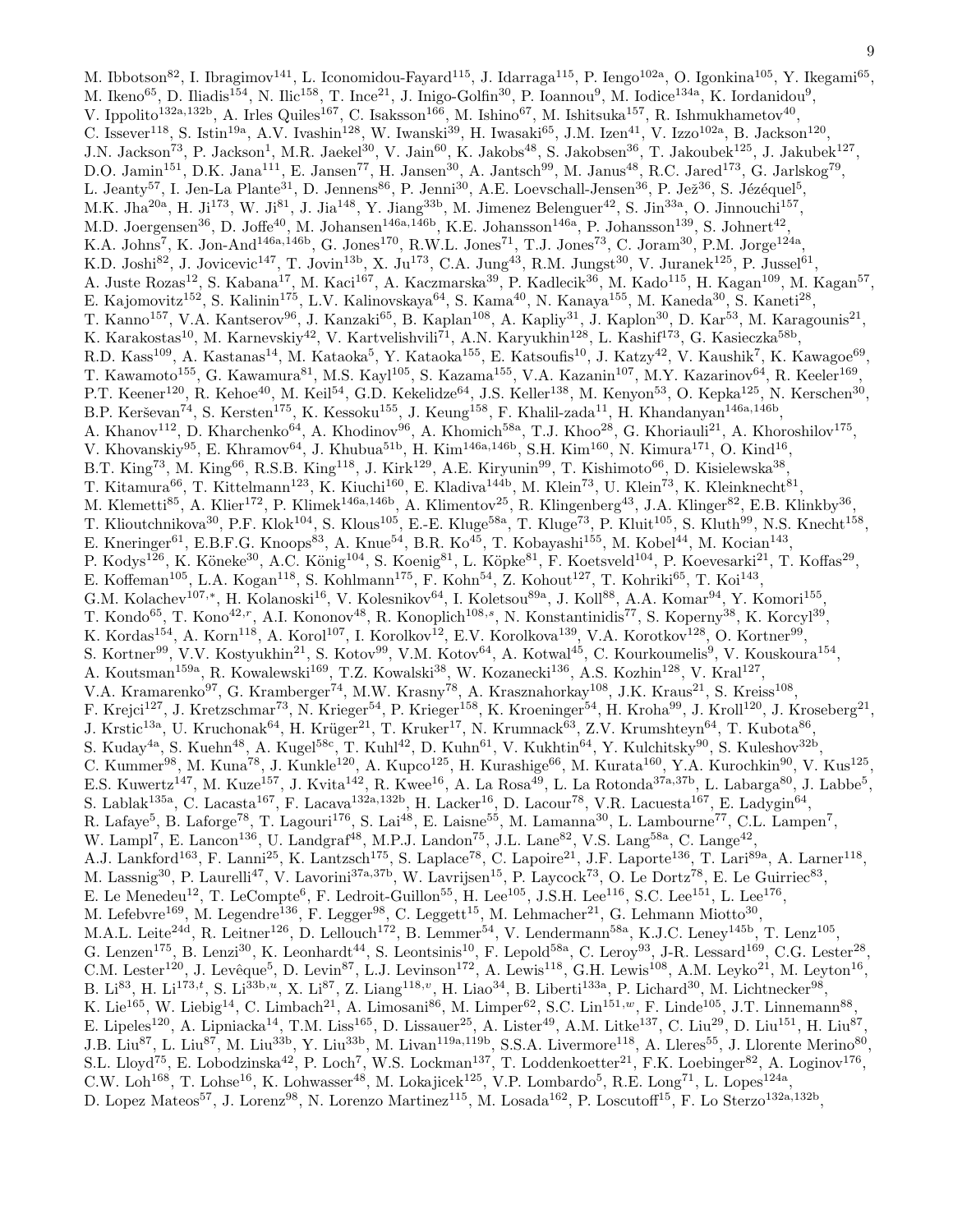M. Ibbotson[82], I. Ibragimov[141], L. Iconomidou-Fayard[115], J. Idarraga[115], P. Iengo[102a], O. Igonkina[105], Y. Ikegami[65], M. Ikeno[65], D. Iliadis[154], N. Ilic[158], T. Ince[21], J. Inigo-Golfin[30], P. Ioannou[9], M. Iodice[134a], K. Iordanidou[9], V. Ippolito[132a,132b], A. Irles Quiles[167], C. Isaksson[166], M. Ishino[67], M. Ishitsuka[157], R. Ishmukhametov[40], C. Issever[118], S. Istin[19a], A.V. Ivashin[128], W. Iwanski[39], H. Iwasaki[65], J.M. Izen[41], V. Izzo[102a], B. Jackson[120], J.N. Jackson[73], P. Jackson[1], M.R. Jaekel[30], V. Jain[60], K. Jakobs[48], S. Jakobsen[36], T. Jakoubek[125], J. Jakubek[127], D.O. Jamin[151], D.K. Jana[111], E. Jansen[77], H. Jansen[30], A. Jantsch[99], M. Janus[48], R.C. Jared[173], G. Jarlskog[79], L. Jeanty[57], I. Jen-La Plante[31], D. Jennens[86], P. Jenni[30], A.E. Loevschall-Jensen[36], P. Jež[36], S. Jézéquel[5], M.K. Jha[20a], H. Ji[173], W. Ji[81], J. Jia[148], Y. Jiang[33b], M. Jimenez Belenguer[42], S. Jin[33a], O. Jinnouchi[157], M.D. Joergensen[36], D. Joffe[40], M. Johansen[146a,146b], K.E. Johansson[146a], P. Johansson[139], S. Johnert[42], K.A. Johns[7], K. Jon-And[146a,146b], G. Jones[170], R.W.L. Jones[71], T.J. Jones[73], C. Joram[30], P.M. Jorge[124a], K.D. Joshi[82], J. Jovicevic[147], T. Jovin[13b], X. Ju[173], C.A. Jung[43], R.M. Jungst[30], V. Juranek[125], P. Jussel[61], A. Juste Rozas[12], S. Kabana[17], M. Kaci[167], A. Kaczmarska[39], P. Kadlecik[36], M. Kado[115], H. Kagan[109], M. Kagan[57], E. Kajomovitz[152], S. Kalinin[175], L.V. Kalinovskaya[64], S. Kama[40], N. Kanaya[155], M. Kaneda[30], S. Kaneti[28], T. Kanno[157], V.A. Kantserov[96], J. Kanzaki[65], B. Kaplan[108], A. Kapliy[31], J. Kaplon[30], D. Kar[53], M. Karagounis[21], K. Karakostas[10], M. Karnevskiy[42], V. Kartvelishvili[71], A.N. Karyukhin[128], L. Kashif[173], G. Kasieczka[58b], R.D. Kass[109], A. Kastanas[14], M. Kataoka[5], Y. Kataoka[155], E. Katsoufis[10], J. Katzy[42], V. Kaushik[7], K. Kawagoe[69], T. Kawamoto[155], G. Kawamura[81], M.S. Kayl[105], S. Kazama[155], V.A. Kazanin[107], M.Y. Kazarinov[64], R. Keeler[169], P.T. Keener[120], R. Kehoe[40], M. Keil[54], G.D. Kekelidze[64], J.S. Keller[138], M. Kenyon[53], O. Kepka[125], N. Kerschen[30], B.P. Kerševan[74], S. Kersten[175], K. Kessoku[155], J. Keung[158], F. Khalil-zada[11], H. Khandanyan[146a,146b], A. Khanov[112], D. Kharchenko[64], A. Khodinov[96], A. Khomich[58a], T.J. Khoo[28], G. Khoriauli[21], A. Khoroshilov[175], V. Khovanskiy[95], E. Khramov[64], J. Khubua[51b], H. Kim[146a,146b], S.H. Kim[160], N. Kimura[171], O. Kind[16], B.T. King[73], M. King[66], R.S.B. King[118], J. Kirk[129], A.E. Kiryunin[99], T. Kishimoto[66], D. Kisielewska[38], T. Kitamura[66], T. Kittelmann[123], K. Kiuchi[160], E. Kladiva[144b], M. Klein[73], U. Klein[73], K. Kleinknecht[81], M. Klemetti[85], A. Klier[172], P. Klimek[146a,146b], A. Klimentov[25], R. Klingenberg[43], J.A. Klinger[82], E.B. Klinkby[36], T. Klioutchnikova[30], P.F. Klok[104], S. Klous[105], E.-E. Kluge[58a], T. Kluge[73], P. Kluit[105], S. Kluth[99], N.S. Knecht[158], E. Kneringer[61], E.B.F.G. Knoops[83], A. Knue[54], B.R. Ko[45], T. Kobayashi[155], M. Kobel[44], M. Kocian[143], P. Kodys[126], K. Köneke[30], A.C. König[104], S. Koenig[81], L. Köpke[81], F. Koetsveld[104], P. Koevesarki[21], T. Koffas[29], E. Koffeman[105], L.A. Kogan[118], S. Kohlmann[175], F. Kohn[54], Z. Kohout[127], T. Kohriki[65], T. Koi[143], G.M. Kolachev[107,*], H. Kolanoski[16], V. Kolesnikov[64], I. Koletsou[89a], J. Koll[88], A.A. Komar[94], Y. Komori[155], T. Kondo[65], T. Kono[42,r], A.I. Kononov[48], R. Konoplich[108,s], N. Konstantinidis[77], S. Koperny[38], K. Korcyl[39], K. Kordas[154], A. Korn[118], A. Korol[107], I. Korolkov[12], E.V. Korolkova[139], V.A. Korotkov[128], O. Kortner[99], S. Kortner[99], V.V. Kostyukhin[21], S. Kotov[99], V.M. Kotov[64], A. Kotwal[45], C. Kourkoumelis[9], V. Kouskoura[154], A. Koutsman[159a], R. Kowalewski[169], T.Z. Kowalski[38], W. Kozanecki[136], A.S. Kozhin[128], V. Kral[127], V.A. Kramarenko[97], G. Kramberger[74], M.W. Krasny[78], A. Krasznahorkay[108], J.K. Kraus[21], S. Kreiss[108], F. Krejci[127], J. Kretzschmar[73], N. Krieger[54], P. Krieger[158], K. Kroeninger[54], H. Kroha[99], J. Kroll[120], J. Kroseberg[21], J. Krstic[13a], U. Kruchonak[64], H. Krüger[21], T. Kruker[17], N. Krumnack[63], Z.V. Krumshteyn[64], T. Kubota[86], S. Kuday[4a], S. Kuehn[48], A. Kugel[58c], T. Kuhl[42], D. Kuhn[61], V. Kukhtin[64], Y. Kulchitsky[90], S. Kuleshov[32b], C. Kummer[98], M. Kuna[78], J. Kunkle[120], A. Kupco[125], H. Kurashige[66], M. Kurata[160], Y.A. Kurochkin[90], V. Kus[125], E.S. Kuwertz[147], M. Kuze[157], J. Kvita[142], R. Kwee[16], A. La Rosa[49], L. La Rotonda[37a,37b], L. Labarga[80], J. Labbe[5], S. Lablak[135a], C. Lacasta[167], F. Lacava[132a,132b], H. Lacker[16], D. Lacour[78], V.R. Lacuesta[167], E. Ladygin[64], R. Lafaye[5], B. Laforge[78], T. Lagouri[176], S. Lai[48], E. Laisne[55], M. Lamanna[30], L. Lambourne[77], C.L. Lampen[7], W. Lampl[7], E. Lancon[136], U. Landgraf[48], M.P.J. Landon[75], J.L. Lane[82], V.S. Lang[58a], C. Lange[42], A.J. Lankford[163], F. Lanni[25], K. Lantzsch[175], S. Laplace[78], C. Lapoire[21], J.F. Laporte[136], T. Lari[89a], A. Larner[118], M. Lassnig[30], P. Laurelli[47], V. Lavorini[37a,37b], W. Lavrijsen[15], P. Laycock[73], O. Le Dortz[78], E. Le Guirriec[83], E. Le Menedeu[12], T. LeCompte[6], F. Ledroit-Guillon[55], H. Lee[105], J.S.H. Lee[116], S.C. Lee[151], L. Lee[176], M. Lefebvre[169], M. Legendre[136], F. Legger[98], C. Leggett[15], M. Lehmacher[21], G. Lehmann Miotto[30], M.A.L. Leite[24d], R. Leitner[126], D. Lellouch[172], B. Lemmer[54], V. Lendermann[58a], K.J.C. Leney[145b], T. Lenz[105], G. Lenzen[175], B. Lenzi[30], K. Leonhardt[44], S. Leontsinis[10], F. Lepold[58a], C. Leroy[93], J-R. Lessard[169], C.G. Lester[28], C.M. Lester[120], J. Levêque[5], D. Levin[87], L.J. Levinson[172], A. Lewis[118], G.H. Lewis[108], A.M. Leyko[21], M. Leyton[16], B. Li[83], H. Li[173,t], S. Li[33b,u], X. Li[87], Z. Liang[118,v], H. Liao[34], B. Liberti[133a], P. Lichard[30], M. Lichtnecker[98], K. Lie[165], W. Liebig[14], C. Limbach[21], A. Limosani[86], M. Limper[62], S.C. Lin[151,w], F. Linde[105], J.T. Linnemann[88], E. Lipeles[120], A. Lipniacka[14], T.M. Liss[165], D. Lissauer[25], A. Lister[49], A.M. Litke[137], C. Liu[29], D. Liu[151], H. Liu[87], J.B. Liu[87], L. Liu[87], M. Liu[33b], Y. Liu[33b], M. Livan[119a,119b], S.S.A. Livermore[118], A. Lleres[55], J. Llorente Merino[80], S.L. Lloyd[75], E. Lobodzinska[42], P. Loch[7], W.S. Lockman[137], T. Loddenkoetter[21], F.K. Loebinger[82], A. Loginov[176], C.W. Loh[168], T. Lohse[16], K. Lohwasser[48], M. Lokajicek[125], V.P. Lombardo[5], R.E. Long[71], L. Lopes[124a], D. Lopez Mateos[57], J. Lorenz[98], N. Lorenzo Martinez[115], M. Losada[162], P. Loscutoff[15], F. Lo Sterzo[132a,132b],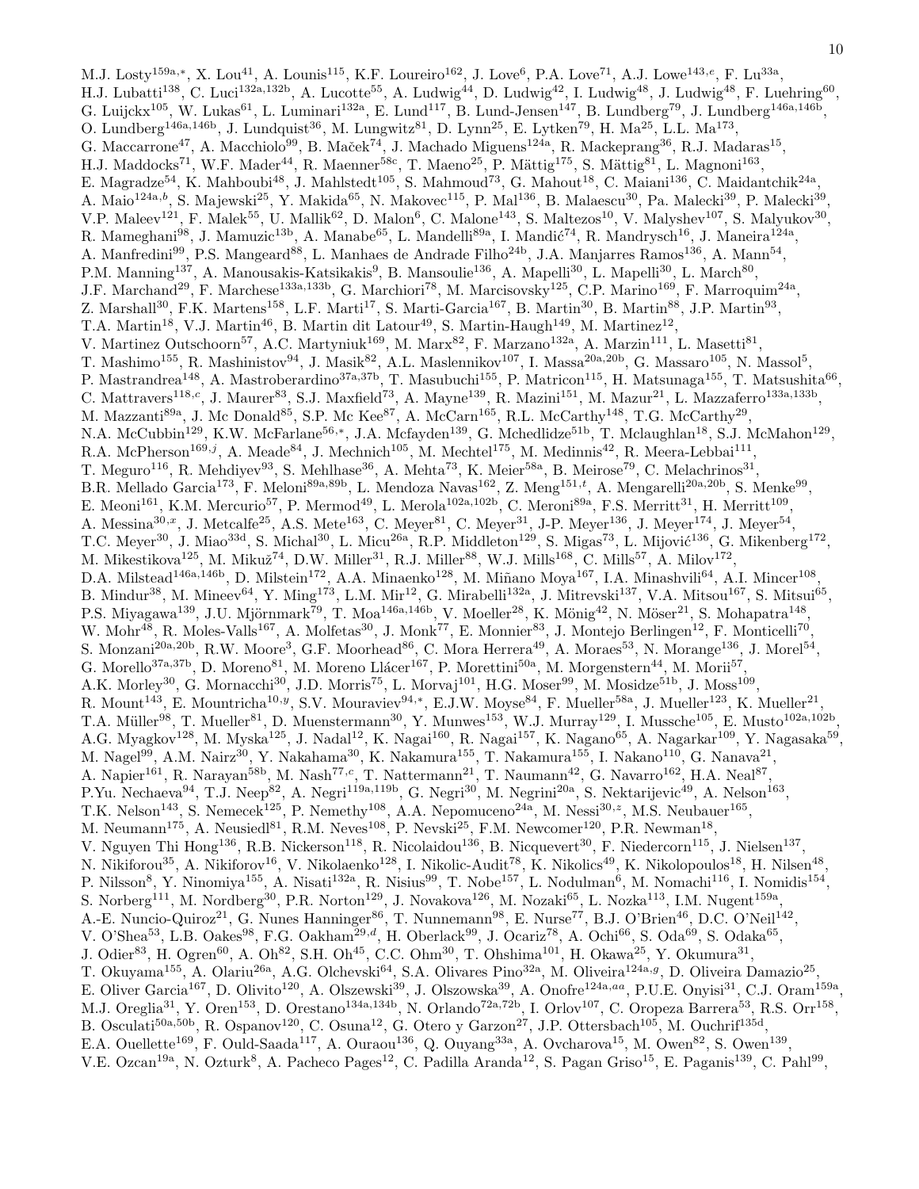M.J. Losty[159a,*], X. Lou[41], A. Lounis[115], K.F. Loureiro[162], J. Love[6], P.A. Love[71], A.J. Lowe[143,e], F. Lu[33a], H.J. Lubatti[138], C. Luci[132a,132b], A. Lucotte[55], A. Ludwig[44], D. Ludwig[42], I. Ludwig[48], J. Ludwig[48], F. Luehring[60], G. Luijckx[105], W. Lukas[61], L. Luminari[132a], E. Lund[117], B. Lund-Jensen[147], B. Lundberg[79], J. Lundberg[146a,146b], O. Lundberg[146a,146b], J. Lundquist[36], M. Lungwitz[81], D. Lynn[25], E. Lytken[79], H. Ma[25], L.L. Ma[173], G. Maccarrone[47], A. Macchiolo[99], B. Maček[74], J. Machado Miguens[124a], R. Mackeprang[36], R.J. Madaras[15], H.J. Maddocks[71], W.F. Mader[44], R. Maenner[58c], T. Maeno[25], P. Mättig[175], S. Mättig[81], L. Magnoni[163], E. Magradze[54], K. Mahboubi[48], J. Mahlstedt[105], S. Mahmoud[73], G. Mahout[18], C. Maiani[136], C. Maidantchik[24a], A. Maio[124a,b], S. Majewski[25], Y. Makida[65], N. Makovec[115], P. Mal[136], B. Malaescu[30], Pa. Malecki[39], P. Malecki[39], V.P. Maleev[121], F. Malek[55], U. Mallik[62], D. Malon[6], C. Malone[143], S. Maltezos[10], V. Malyshev[107], S. Malyukov[30], R. Mameghani[98], J. Mamuzic[13b], A. Manabe[65], L. Mandelli[89a], I. Mandić[74], R. Mandrysch[16], J. Maneira[124a], A. Manfredini[99], P.S. Mangeard[88], L. Manhaes de Andrade Filho[24b], J.A. Manjarres Ramos[136], A. Mann[54], P.M. Manning[137], A. Manousakis-Katsikakis[9], B. Mansoulie[136], A. Mapelli[30], L. Mapelli[30], L. March[80], J.F. Marchand[29], F. Marchese[133a,133b], G. Marchiori[78], M. Marcisovsky[125], C.P. Marino[169], F. Marroquim[24a], Z. Marshall[30], F.K. Martens[158], L.F. Marti[17], S. Marti-Garcia[167], B. Martin[30], B. Martin[88], J.P. Martin[93], T.A. Martin[18], V.J. Martin[46], B. Martin dit Latour[49], S. Martin-Haugh[149], M. Martinez[12], V. Martinez Outschoorn[57], A.C. Martyniuk[169], M. Marx[82], F. Marzano[132a], A. Marzin[111], L. Masetti[81], T. Mashimo[155], R. Mashinistov[94], J. Masik[82], A.L. Maslennikov[107], I. Massa[20a,20b], G. Massaro[105], N. Massol[5], P. Mastrandrea[148], A. Mastroberardino[37a,37b], T. Masubuchi[155], P. Matricon[115], H. Matsunaga[155], T. Matsushita[66], C. Mattravers[118,c], J. Maurer[83], S.J. Maxfield[73], A. Mayne[139], R. Mazini[151], M. Mazur[21], L. Mazzaferro[133a,133b], M. Mazzanti[89a], J. Mc Donald[85], S.P. Mc Kee[87], A. McCarn[165], R.L. McCarthy[148], T.G. McCarthy[29], N.A. McCubbin[129], K.W. McFarlane[56,*], J.A. Mcfayden[139], G. Mchedlidze[51b], T. Mclaughlan[18], S.J. McMahon[129], R.A. McPherson[169,j], A. Meade[84], J. Mechnich[105], M. Mechtel[175], M. Medinnis[42], R. Meera-Lebbai[111], T. Meguro[116], R. Mehdiyev[93], S. Mehlhase[36], A. Mehta[73], K. Meier[58a], B. Meirose[79], C. Melachrinos[31], B.R. Mellado Garcia[173], F. Meloni[89a,89b], L. Mendoza Navas[162], Z. Meng[151,t], A. Mengarelli[20a,20b], S. Menke[99], E. Meoni[161], K.M. Mercurio[57], P. Mermod[49], L. Merola[102a,102b], C. Meroni[89a], F.S. Merritt[31], H. Merritt[109], A. Messina[30,x], J. Metcalfe[25], A.S. Mete[163], C. Meyer[81], C. Meyer[31], J-P. Meyer[136], J. Meyer[174], J. Meyer[54], T.C. Meyer[30], J. Miao[33d], S. Michal[30], L. Micu[26a], R.P. Middleton[129], S. Migas[73], L. Mijović[136], G. Mikenberg[172], M. Mikestikova[125], M. Mikuž[74], D.W. Miller[31], R.J. Miller[88], W.J. Mills[168], C. Mills[57], A. Milov[172], D.A. Milstead[146a,146b], D. Milstein[172], A.A. Minaenko[128], M. Miñano Moya[167], I.A. Minashvili[64], A.I. Mincer[108], B. Mindur[38], M. Mineev[64], Y. Ming[173], L.M. Mir[12], G. Mirabelli[132a], J. Mitrevski[137], V.A. Mitsou[167], S. Mitsui[65], P.S. Miyagawa[139], J.U. Mjörnmark[79], T. Moa[146a,146b], V. Moeller[28], K. Mönig[42], N. Möser[21], S. Mohapatra[148], W. Mohr[48], R. Moles-Valls[167], A. Molfetas[30], J. Monk[77], E. Monnier[83], J. Montejo Berlingen[12], F. Monticelli[70], S. Monzani[20a,20b], R.W. Moore[3], G.F. Moorhead[86], C. Mora Herrera[49], A. Moraes[53], N. Morange[136], J. Morel[54], G. Morello[37a,37b], D. Moreno[81], M. Moreno Llácer[167], P. Morettini[50a], M. Morgenstern[44], M. Morii[57], A.K. Morley[30], G. Mornacchi[30], J.D. Morris[75], L. Morvaj[101], H.G. Moser[99], M. Mosidze[51b], J. Moss[109], R. Mount[143], E. Mountricha[10,y], S.V. Mouraviev[94,*], E.J.W. Moyse[84], F. Mueller[58a], J. Mueller[123], K. Mueller[21], T.A. Müller[98], T. Mueller[81], D. Muenstermann[30], Y. Munwes[153], W.J. Murray[129], I. Mussche[105], E. Musto[102a,102b], A.G. Myagkov[128], M. Myska[125], J. Nadal[12], K. Nagai[160], R. Nagai[157], K. Nagano[65], A. Nagarkar[109], Y. Nagasaka[59], M. Nagel[99], A.M. Nairz[30], Y. Nakahama[30], K. Nakamura[155], T. Nakamura[155], I. Nakano[110], G. Nanava[21], A. Napier[161], R. Narayan[58b], M. Nash[77,c], T. Nattermann[21], T. Naumann[42], G. Navarro[162], H.A. Neal[87], P.Yu. Nechaeva[94], T.J. Neep[82], A. Negri[119a,119b], G. Negri[30], M. Negrini[20a], S. Nektarijevic[49], A. Nelson[163], T.K. Nelson[143], S. Nemecek[125], P. Nemethy[108], A.A. Nepomuceno[24a], M. Nessi[30,z], M.S. Neubauer[165], M. Neumann[175], A. Neusiedl[81], R.M. Neves[108], P. Nevski[25], F.M. Newcomer[120], P.R. Newman[18], V. Nguyen Thi Hong[136], R.B. Nickerson[118], R. Nicolaidou[136], B. Nicquevert[30], F. Niedercorn[115], J. Nielsen[137], N. Nikiforou[35], A. Nikiforov[16], V. Nikolaenko[128], I. Nikolic-Audit[78], K. Nikolics[49], K. Nikolopoulos[18], H. Nilsen[48], P. Nilsson[8], Y. Ninomiya[155], A. Nisati[132a], R. Nisius[99], T. Nobe[157], L. Nodulman[6], M. Nomachi[116], I. Nomidis[154], S. Norberg[111], M. Nordberg[30], P.R. Norton[129], J. Novakova[126], M. Nozaki[65], L. Nozka[113], I.M. Nugent[159a], A.-E. Nuncio-Quiroz[21], G. Nunes Hanninger[86], T. Nunnemann[98], E. Nurse[77], B.J. O'Brien[46], D.C. O'Neil[142], V. O'Shea[53], L.B. Oakes[98], F.G. Oakham[29,d], H. Oberlack[99], J. Ocariz[78], A. Ochi[66], S. Oda[69], S. Odaka[65], J. Odier[83], H. Ogren[60], A. Oh[82], S.H. Oh[45], C.C. Ohm[30], T. Ohshima[101], H. Okawa[25], Y. Okumura[31], T. Okuyama[155], A. Olariu[26a], A.G. Olchevski[64], S.A. Olivares Pino[32a], M. Oliveira[124a,g], D. Oliveira Damazio[25], E. Oliver Garcia[167], D. Olivito[120], A. Olszewski[39], J. Olszowska[39], A. Onofre[124a,aa], P.U.E. Onyisi[31], C.J. Oram[159a], M.J. Oreglia[31], Y. Oren[153], D. Orestano[134a,134b], N. Orlando[72a,72b], I. Orlov[107], C. Oropeza Barrera[53], R.S. Orr[158], B. Osculati[50a,50b], R. Ospanov[120], C. Osuna[12], G. Otero y Garzon[27], J.P. Ottersbach[105], M. Ouchrif[135d], E.A. Ouellette[169], F. Ould-Saada[117], A. Ouraou[136], Q. Ouyang[33a], A. Ovcharova[15], M. Owen[82], S. Owen[139], V.E. Ozcan[19a], N. Ozturk[8], A. Pacheco Pages[12], C. Padilla Aranda[12], S. Pagan Griso[15], E. Paganis[139], C. Pahl[99],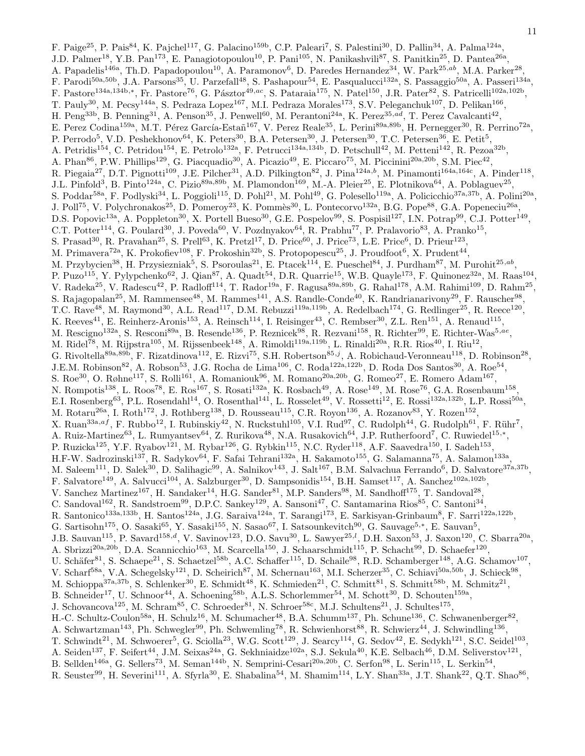F. Paige[25], P. Pais[84], K. Pajchel[117], G. Palacino[159b], C.P. Paleari[7], S. Palestini[30], D. Pallin[34], A. Palma[124a], J.D. Palmer[18], Y.B. Pan[173], E. Panagiotopoulou[10], P. Pani[105], N. Panikashvili[87], S. Panitkin[25], D. Pantea[26a], A. Papadelis[146a], Th.D. Papadopoulou[10], A. Paramonov[6], D. Paredes Hernandez[34], W. Park[25,ab], M.A. Parker[28], F. Parodi[50a,50b], J.A. Parsons[35], U. Parzefall[48], S. Pashapour[54], E. Pasqualucci[132a], S. Passaggio[50a], A. Passeri[134a], F. Pastore[134a,134b,*], Fr. Pastore[76], G. Pásztor[49,ac], S. Pataraia[175], N. Patel[150], J.R. Pater[82], S. Patricelli[102a,102b], T. Pauly[30], M. Pecsy[144a], S. Pedraza Lopez[167], M.I. Pedraza Morales[173], S.V. Peleganchuk[107], D. Pelikan[166], H. Peng[33b], B. Penning[31], A. Penson[35], J. Penwell[60], M. Perantoni[24a], K. Perez[35,ad], T. Perez Cavalcanti[42], E. Perez Codina[159a], M.T. Pérez García-Estañ[167], V. Perez Reale[35], L. Perini[89a,89b], H. Pernegger[30], R. Perrino[72a], P. Perrodo[5], V.D. Peshekhonov[64], K. Peters[30], B.A. Petersen[30], J. Petersen[30], T.C. Petersen[36], E. Petit[5], A. Petridis[154], C. Petridou[154], E. Petrolo[132a], F. Petrucci[134a,134b], D. Petschull[42], M. Petteni[142], R. Pezoa[32b], A. Phan[86], P.W. Phillips[129], G. Piacquadio[30], A. Picazio[49], E. Piccaro[75], M. Piccinini[20a,20b], S.M. Piec[42], R. Piegaia[27], D.T. Pignotti[109], J.E. Pilcher[31], A.D. Pilkington[82], J. Pina[124a,b], M. Pinamonti[164a,164c], A. Pinder[118], J.L. Pinfold[3], B. Pinto[124a], C. Pizio[89a,89b], M. Plamondon[169], M.-A. Pleier[25], E. Plotnikova[64], A. Poblaguev[25], S. Poddar[58a], F. Podlyski[34], L. Poggioli[115], D. Pohl[21], M. Pohl[49], G. Polesello[119a], A. Policicchio[37a,37b], A. Polini[20a], J. Poll[75], V. Polychronakos[25], D. Pomeroy[23], K. Pommès[30], L. Pontecorvo[132a], B.G. Pope[88], G.A. Popeneciu[26a], D.S. Popovic[13a], A. Poppleton[30], X. Portell Bueso[30], G.E. Pospelov[99], S. Pospisil[127], I.N. Potrap[99], C.J. Potter[149], C.T. Potter[114], G. Poulard[30], J. Poveda[60], V. Pozdnyakov[64], R. Prabhu[77], P. Pralavorio[83], A. Pranko[15], S. Prasad[30], R. Pravahan[25], S. Prell[63], K. Pretzl[17], D. Price[60], J. Price[73], L.E. Price[6], D. Prieur[123], M. Primavera[72a], K. Prokofiev[108], F. Prokoshin[32b], S. Protopopescu[25], J. Proudfoot[6], X. Prudent[44], M. Przybycien[38], H. Przysiezniak[5], S. Psoroulas[21], E. Ptacek[114], E. Pueschel[84], J. Purdham[87], M. Purohit[25,ab], P. Puzo[115], Y. Pylypchenko[62], J. Qian[87], A. Quadt[54], D.R. Quarrie[15], W.B. Quayle[173], F. Quinonez[32a], M. Raas[104], V. Radeka[25], V. Radescu[42], P. Radloff[114], T. Rador[19a], F. Ragusa[89a,89b], G. Rahal[178], A.M. Rahimi[109], D. Rahm[25], S. Rajagopalan[25], M. Rammensee[48], M. Rammes[141], A.S. Randle-Conde[40], K. Randrianarivony[29], F. Rauscher[98], T.C. Rave[48], M. Raymond[30], A.L. Read[117], D.M. Rebuzzi[119a,119b], A. Redelbach[174], G. Redlinger[25], R. Reece[120], K. Reeves[41], E. Reinherz-Aronis[153], A. Reinsch[114], I. Reisinger[43], C. Rembser[30], Z.L. Ren[151], A. Renaud[115], M. Rescigno[132a], S. Resconi[89a], B. Resende[136], P. Reznicek[98], R. Rezvani[158], R. Richter[99], E. Richter-Was[5,ae], M. Ridel[78], M. Rijpstra[105], M. Rijssenbeek[148], A. Rimoldi[119a,119b], L. Rinaldi[20a], R.R. Rios[40], I. Riu[12], G. Rivoltella[89a,89b], F. Rizatdinova[112], E. Rizvi[75], S.H. Robertson[85,j], A. Robichaud-Veronneau[118], D. Robinson[28], J.E.M. Robinson[82], A. Robson[53], J.G. Rocha de Lima[106], C. Roda[122a,122b], D. Roda Dos Santos[30], A. Roe[54], S. Roe[30], O. Røhne[117], S. Rolli[161], A. Romaniouk[96], M. Romano[20a,20b], G. Romeo[27], E. Romero Adam[167], N. Rompotis[138], L. Roos[78], E. Ros[167], S. Rosati[132a], K. Rosbach[49], A. Rose[149], M. Rose[76], G.A. Rosenbaum[158], E.I. Rosenberg[63], P.L. Rosendahl[14], O. Rosenthal[141], L. Rosselet[49], V. Rossetti[12], E. Rossi[132a,132b], L.P. Rossi[50a], M. Rotaru[26a], I. Roth[172], J. Rothberg[138], D. Rousseau[115], C.R. Royon[136], A. Rozanov[83], Y. Rozen[152], X. Ruan[33a,af], F. Rubbo[12], I. Rubinskiy[42], N. Ruckstuhl[105], V.I. Rud[97], C. Rudolph[44], G. Rudolph[61], F. Rühr[7], A. Ruiz-Martinez[63], L. Rumyantsev[64], Z. Rurikova[48], N.A. Rusakovich[64], J.P. Rutherfoord[7], C. Ruwiedel[15,*], P. Ruzicka[125], Y.F. Ryabov[121], M. Rybar[126], G. Rybkin[115], N.C. Ryder[118], A.F. Saavedra[150], I. Sadeh[153], H.F-W. Sadrozinski[137], R. Sadykov[64], F. Safai Tehrani[132a], H. Sakamoto[155], G. Salamanna[75], A. Salamon[133a], M. Saleem[111], D. Salek[30], D. Salihagic[99], A. Salnikov[143], J. Salt[167], B.M. Salvachua Ferrando[6], D. Salvatore[37a,37b], F. Salvatore[149], A. Salvucci[104], A. Salzburger[30], D. Sampsonidis[154], B.H. Samset[117], A. Sanchez[102a,102b], V. Sanchez Martinez[167], H. Sandaker[14], H.G. Sander[81], M.P. Sanders[98], M. Sandhoff[175], T. Sandoval[28], C. Sandoval[162], R. Sandstroem[99], D.P.C. Sankey[129], A. Sansoni[47], C. Santamarina Rios[85], C. Santoni[34], R. Santonico[133a,133b], H. Santos[124a], J.G. Saraiva[124a], T. Sarangi[173], E. Sarkisyan-Grinbaum[8], F. Sarri[122a,122b], G. Sartisohn[175], O. Sasaki[65], Y. Sasaki[155], N. Sasao[67], I. Satsounkevitch[90], G. Sauvage[5,*], E. Sauvan[5], J.B. Sauvan[115], P. Savard[158,d], V. Savinov[123], D.O. Savu[30], L. Sawyer[25,l], D.H. Saxon[53], J. Saxon[120], C. Sbarra[20a], A. Sbrizzi[20a,20b], D.A. Scannicchio[163], M. Scarcella[150], J. Schaarschmidt[115], P. Schacht[99], D. Schaefer[120], U. Schäfer[81], S. Schaepe[21], S. Schaetzel[58b], A.C. Schaffer[115], D. Schaile[98], R.D. Schamberger[148], A.G. Schamov[107], V. Scharf[58a], V.A. Schegelsky[121], D. Scheirich[87], M. Schernau[163], M.I. Scherzer[35], C. Schiavi[50a,50b], J. Schieck[98], M. Schioppa[37a,37b], S. Schlenker[30], E. Schmidt[48], K. Schmieden[21], C. Schmitt[81], S. Schmitt[58b], M. Schmitz[21], B. Schneider[17], U. Schnoor[44], A. Schoening[58b], A.L.S. Schorlemmer[54], M. Schott[30], D. Schouten[159a], J. Schovancova[125], M. Schram[85], C. Schroeder[81], N. Schroer[58c], M.J. Schultens[21], J. Schultes[175], H.-C. Schultz-Coulon[58a], H. Schulz[16], M. Schumacher[48], B.A. Schumm[137], Ph. Schune[136], C. Schwanenberger[82], A. Schwartzman[143], Ph. Schwegler[99], Ph. Schwemling[78], R. Schwienhorst[88], R. Schwierz[44], J. Schwindling[136], T. Schwindt[21], M. Schwoerer[5], G. Sciolla[23], W.G. Scott[129], J. Searcy[114], G. Sedov[42], E. Sedykh[121], S.C. Seidel[103], A. Seiden[137], F. Seifert[44], J.M. Seixas[24a], G. Sekhniaidze[102a], S.J. Sekula[40], K.E. Selbach[46], D.M. Seliverstov[121], B. Sellden[146a], G. Sellers[73], M. Seman[144b], N. Semprini-Cesari[20a,20b], C. Serfon[98], L. Serin[115], L. Serkin[54], R. Seuster[99], H. Severini[111], A. Sfyrla[30], E. Shabalina[54], M. Shamim[114], L.Y. Shan[33a], J.T. Shank[22], Q.T. Shao[86],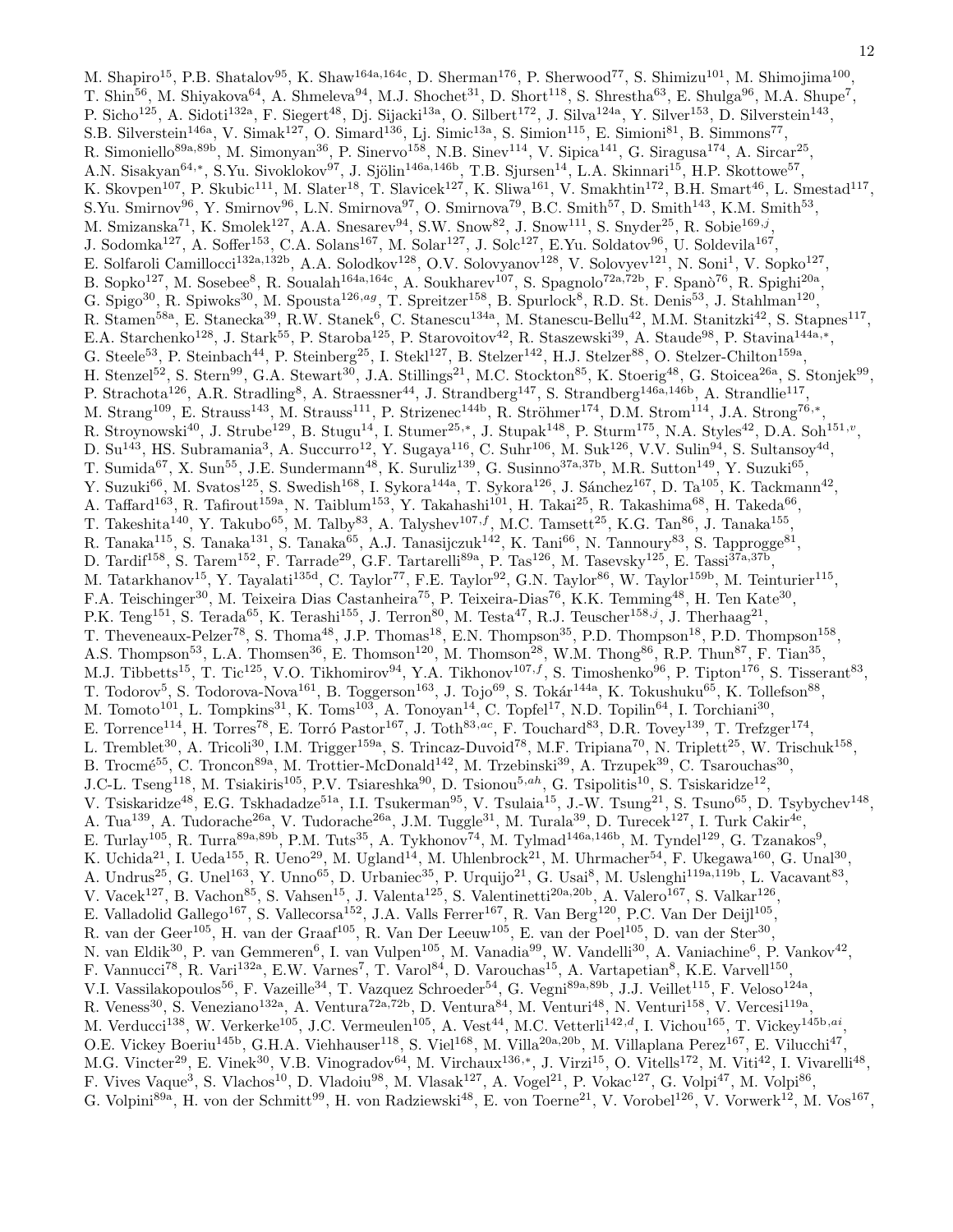M. Shapiro[15], P.B. Shatalov[95], K. Shaw[164a,164c], D. Sherman[176], P. Sherwood[77], S. Shimizu[101], M. Shimojima[100], T. Shin[56], M. Shiyakova[64], A. Shmeleva[94], M.J. Shochet[31], D. Short[118], S. Shrestha[63], E. Shulga[96], M.A. Shupe[7], P. Sicho[125], A. Sidoti[132a], F. Siegert[48], Dj. Sijacki[13a], O. Silbert[172], J. Silva[124a], Y. Silver[153], D. Silverstein[143], S.B. Silverstein[146a], V. Simak[127], O. Simard[136], Lj. Simic[13a], S. Simion[115], E. Simioni[81], B. Simmons[77], R. Simoniello[89a,89b], M. Simonyan[36], P. Sinervo[158], N.B. Sinev[114], V. Sipica[141], G. Siragusa[174], A. Sircar[25], A.N. Sisakyan[64,*], S.Yu. Sivoklokov[97], J. Sjölin[146a,146b], T.B. Sjursen[14], L.A. Skinnari[15], H.P. Skottowe[57], K. Skovpen[107], P. Skubic[111], M. Slater[18], T. Slavicek[127], K. Sliwa[161], V. Smakhtin[172], B.H. Smart[46], L. Smestad[117], S.Yu. Smirnov[96], Y. Smirnov[96], L.N. Smirnova[97], O. Smirnova[79], B.C. Smith[57], D. Smith[143], K.M. Smith[53], M. Smizanska[71], K. Smolek[127], A.A. Snesarev[94], S.W. Snow[82], J. Snow[111], S. Snyder[25], R. Sobie[169,j], J. Sodomka[127], A. Soffer[153], C.A. Solans[167], M. Solar[127], J. Solc[127], E.Yu. Soldatov[96], U. Soldevila[167], E. Solfaroli Camillocci[132a,132b], A.A. Solodkov[128], O.V. Solovyanov[128], V. Solovyev[121], N. Soni[1], V. Sopko[127], B. Sopko[127], M. Sosebee[8], R. Soualah[164a,164c], A. Soukharev[107], S. Spagnolo[72a,72b], F. Spanò[76], R. Spighi[20a], G. Spigo[30], R. Spiwoks[30], M. Spousta[126,ag], T. Spreitzer[158], B. Spurlock[8], R.D. St. Denis[53], J. Stahlman[120], R. Stamen[58a], E. Stanecka[39], R.W. Stanek[6], C. Stanescu[134a], M. Stanescu-Bellu[42], M.M. Stanitzki[42], S. Stapnes[117], E.A. Starchenko[128], J. Stark[55], P. Staroba[125], P. Starovoitov[42], R. Staszewski[39], A. Staude[98], P. Stavina[144a,*], G. Steele[53], P. Steinbach[44], P. Steinberg[25], I. Stekl[127], B. Stelzer[142], H.J. Stelzer[88], O. Stelzer-Chilton[159a], H. Stenzel[52], S. Stern[99], G.A. Stewart[30], J.A. Stillings[21], M.C. Stockton[85], K. Stoerig[48], G. Stoicea[26a], S. Stonjek[99], P. Strachota[126], A.R. Stradling[8], A. Straessner[44], J. Strandberg[147], S. Strandberg[146a,146b], A. Strandlie[117], M. Strang[109], E. Strauss[143], M. Strauss[111], P. Strizenec[144b], R. Ströhmer[174], D.M. Strom[114], J.A. Strong[76,*], R. Stroynowski[40], J. Strube[129], B. Stugu[14], I. Stumer[25,*], J. Stupak[148], P. Sturm[175], N.A. Styles[42], D.A. Soh[151,v], D. Su[143], HS. Subramania[3], A. Succurro[12], Y. Sugaya[116], C. Suhr[106], M. Suk[126], V.V. Sulin[94], S. Sultansoy[4d], T. Sumida[67], X. Sun[55], J.E. Sundermann[48], K. Suruliz[139], G. Susinno[37a,37b], M.R. Sutton[149], Y. Suzuki[65], Y. Suzuki[66], M. Svatos[125], S. Swedish[168], I. Sykora[144a], T. Sykora[126], J. Sánchez[167], D. Ta[105], K. Tackmann[42], A. Taffard[163], R. Tafirout[159a], N. Taiblum[153], Y. Takahashi[101], H. Takai[25], R. Takashima[68], H. Takeda[66], T. Takeshita[140], Y. Takubo[65], M. Talby[83], A. Talyshev[107,f], M.C. Tamsett[25], K.G. Tan[86], J. Tanaka[155], R. Tanaka[115], S. Tanaka[131], S. Tanaka[65], A.J. Tanasijczuk[142], K. Tani[66], N. Tannoury[83], S. Tapprogge[81], D. Tardif[158], S. Tarem[152], F. Tarrade[29], G.F. Tartarelli[89a], P. Tas[126], M. Tasevsky[125], E. Tassi[37a,37b], M. Tatarkhanov[15], Y. Tayalati[135d], C. Taylor[77], F.E. Taylor[92], G.N. Taylor[86], W. Taylor[159b], M. Teinturier[115], F.A. Teischinger[30], M. Teixeira Dias Castanheira[75], P. Teixeira-Dias[76], K.K. Temming[48], H. Ten Kate[30], P.K. Teng[151], S. Terada[65], K. Terashi[155], J. Terron[80], M. Testa[47], R.J. Teuscher[158,j], J. Therhaag[21], T. Theveneaux-Pelzer[78], S. Thoma[48], J.P. Thomas[18], E.N. Thompson[35], P.D. Thompson[18], P.D. Thompson[158], A.S. Thompson[53], L.A. Thomsen[36], E. Thomson[120], M. Thomson[28], W.M. Thong[86], R.P. Thun[87], F. Tian[35], M.J. Tibbetts[15], T. Tic[125], V.O. Tikhomirov[94], Y.A. Tikhonov[107,f], S. Timoshenko[96], P. Tipton[176], S. Tisserant[83], T. Todorov[5], S. Todorova-Nova[161], B. Toggerson[163], J. Tojo[69], S. Tokár[144a], K. Tokushuku[65], K. Tollefson[88], M. Tomoto[101], L. Tompkins[31], K. Toms[103], A. Tonoyan[14], C. Topfel[17], N.D. Topilin[64], I. Torchiani[30], E. Torrence[114], H. Torres[78], E. Torró Pastor[167], J. Toth[83,ac], F. Touchard[83], D.R. Tovey[139], T. Trefzger[174], L. Tremblet[30], A. Tricoli[30], I.M. Trigger[159a], S. Trincaz-Duvoid[78], M.F. Tripiana[70], N. Triplett[25], W. Trischuk[158], B. Trocmé[55], C. Troncon[89a], M. Trottier-McDonald[142], M. Trzebinski[39], A. Trzupek[39], C. Tsarouchas[30], J-C.L. Tseng[118], M. Tsiakiris[105], P.V. Tsiareshka[90], D. Tsionou[5,ah], G. Tsipolitis[10], S. Tsiskaridze[12], V. Tsiskaridze[48], E.G. Tskhadadze[51a], I.I. Tsukerman[95], V. Tsulaia[15], J.-W. Tsung[21], S. Tsuno[65], D. Tsybychev[148], A. Tua[139], A. Tudorache[26a], V. Tudorache[26a], J.M. Tuggle[31], M. Turala[39], D. Turecek[127], I. Turk Cakir[4e], E. Turlay[105], R. Turra[89a,89b], P.M. Tuts[35], A. Tykhonov[74], M. Tylmad[146a,146b], M. Tyndel[129], G. Tzanakos[9], K. Uchida[21], I. Ueda[155], R. Ueno[29], M. Ugland[14], M. Uhlenbrock[21], M. Uhrmacher[54], F. Ukegawa[160], G. Unal[30], A. Undrus[25], G. Unel[163], Y. Unno[65], D. Urbaniec[35], P. Urquijo[21], G. Usai[8], M. Uslenghi[119a,119b], L. Vacavant[83], V. Vacek[127], B. Vachon[85], S. Vahsen[15], J. Valenta[125], S. Valentinetti[20a,20b], A. Valero[167], S. Valkar[126], E. Valladolid Gallego[167], S. Vallecorsa[152], J.A. Valls Ferrer[167], R. Van Berg[120], P.C. Van Der Deijl[105], R. van der Geer[105], H. van der Graaf[105], R. Van Der Leeuw[105], E. van der Poel[105], D. van der Ster[30], N. van Eldik[30], P. van Gemmeren[6], I. van Vulpen[105], M. Vanadia[99], W. Vandelli[30], A. Vaniachine[6], P. Vankov[42], F. Vannucci[78], R. Vari[132a], E.W. Varnes[7], T. Varol[84], D. Varouchas[15], A. Vartapetian[8], K.E. Varvell[150], V.I. Vassilakopoulos[56], F. Vazeille[34], T. Vazquez Schroeder[54], G. Vegni[89a,89b], J.J. Veillet[115], F. Veloso[124a], R. Veness[30], S. Veneziano[132a], A. Ventura[72a,72b], D. Ventura[84], M. Venturi[48], N. Venturi[158], V. Vercesi[119a], M. Verducci[138], W. Verkerke[105], J.C. Vermeulen[105], A. Vest[44], M.C. Vetterli[142,d], I. Vichou[165], T. Vickey[145b,ai], O.E. Vickey Boeriu[145b], G.H.A. Viehhauser[118], S. Viel[168], M. Villa[20a,20b], M. Villaplana Perez[167], E. Vilucchi[47], M.G. Vincter[29], E. Vinek[30], V.B. Vinogradov[64], M. Virchaux[136,*], J. Virzi[15], O. Vitells[172], M. Viti[42], I. Vivarelli[48], F. Vives Vaque[3], S. Vlachos[10], D. Vladoiu[98], M. Vlasak[127], A. Vogel[21], P. Vokac[127], G. Volpi[47], M. Volpi[86], G. Volpini[89a], H. von der Schmitt[99], H. von Radziewski[48], E. von Toerne[21], V. Vorobel[126], V. Vorwerk[12], M. Vos[167],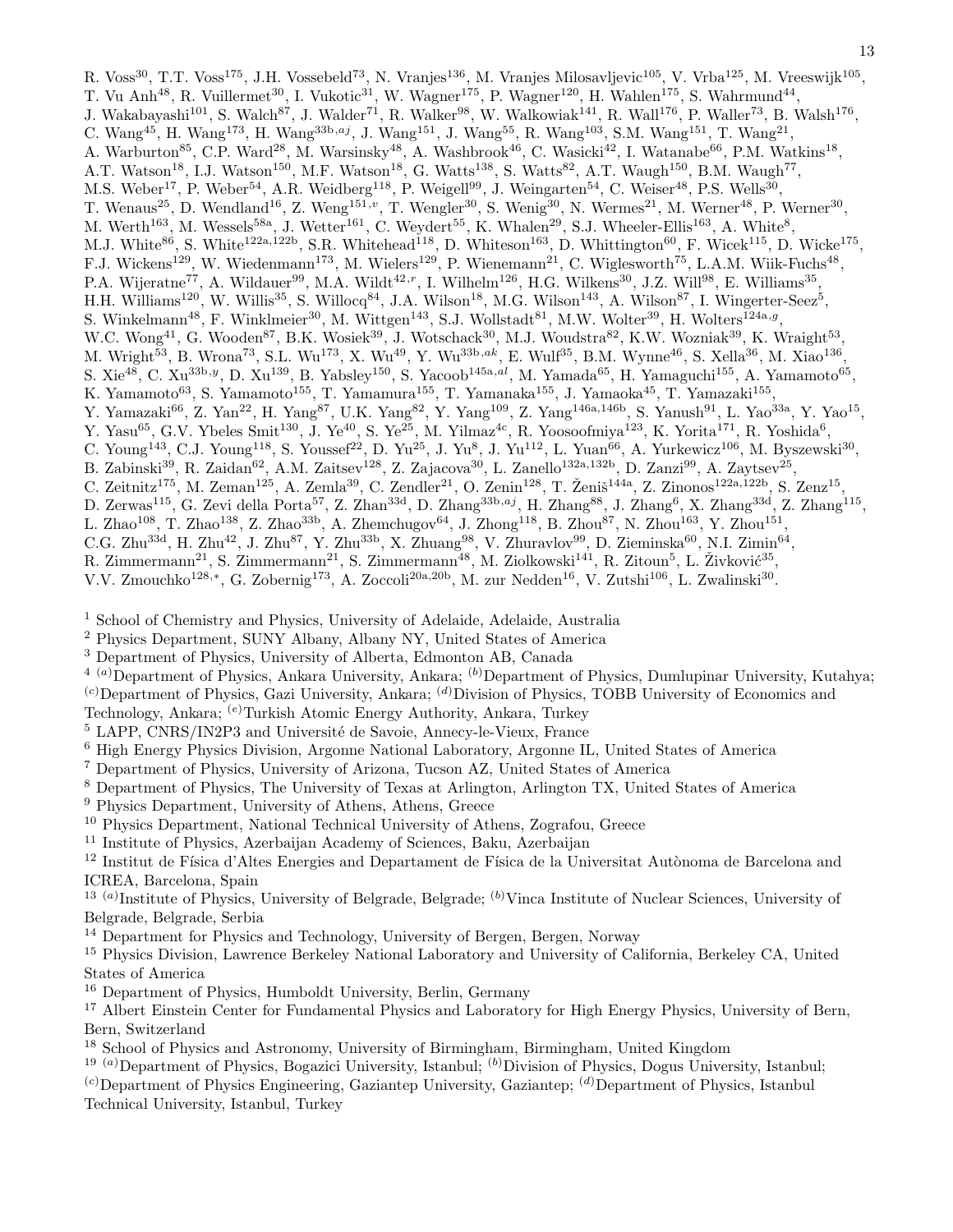R. Voss[30], T.T. Voss[175], J.H. Vossebeld[73], N. Vranjes[136], M. Vranjes Milosavljevic[105], V. Vrba[125], M. Vreeswijk[105], T. Vu Anh[48], R. Vuillermet[30], I. Vukotic[31], W. Wagner[175], P. Wagner[120], H. Wahlen[175], S. Wahrmund[44], J. Wakabayashi[101], S. Walch[87], J. Walder[71], R. Walker[98], W. Walkowiak[141], R. Wall[176], P. Waller[73], B. Walsh[176], C. Wang[45], H. Wang[173], H. Wang[33b,aj], J. Wang[151], J. Wang[55], R. Wang[103], S.M. Wang[151], T. Wang[21], A. Warburton[85], C.P. Ward[28], M. Warsinsky[48], A. Washbrook[46], C. Wasicki[42], I. Watanabe[66], P.M. Watkins[18], A.T. Watson[18], I.J. Watson[150], M.F. Watson[18], G. Watts[138], S. Watts[82], A.T. Waugh[150], B.M. Waugh[77], M.S. Weber[17], P. Weber[54], A.R. Weidberg[118], P. Weigell[99], J. Weingarten[54], C. Weiser[48], P.S. Wells[30], T. Wenaus[25], D. Wendland[16], Z. Weng[151,v], T. Wengler[30], S. Wenig[30], N. Wermes[21], M. Werner[48], P. Werner[30], M. Werth[163], M. Wessels[58a], J. Wetter[161], C. Weydert[55], K. Whalen[29], S.J. Wheeler-Ellis[163], A. White[8], M.J. White[86], S. White[122a,122b], S.R. Whitehead[118], D. Whiteson[163], D. Whittington[60], F. Wicek[115], D. Wicke[175], F.J. Wickens[129], W. Wiedenmann[173], M. Wielers[129], P. Wienemann[21], C. Wiglesworth[75], L.A.M. Wiik-Fuchs[48], P.A. Wijeratne[77], A. Wildauer[99], M.A. Wildt[42,r], I. Wilhelm[126], H.G. Wilkens[30], J.Z. Will[98], E. Williams[35], H.H. Williams[120], W. Willis[35], S. Willocq[84], J.A. Wilson[18], M.G. Wilson[143], A. Wilson[87], I. Wingerter-Seez[5], S. Winkelmann[48], F. Winklmeier[30], M. Wittgen[143], S.J. Wollstadt[81], M.W. Wolter[39], H. Wolters[124a,g], W.C. Wong[41], G. Wooden[87], B.K. Wosiek[39], J. Wotschack[30], M.J. Woudstra[82], K.W. Wozniak[39], K. Wraight[53], M. Wright[53], B. Wrona[73], S.L. Wu[173], X. Wu[49], Y. Wu[33b,ak], E. Wulf[35], B.M. Wynne[46], S. Xella[36], M. Xiao[136], S. Xie[48], C. Xu[33b,y], D. Xu[139], B. Yabsley[150], S. Yacoob[145a,al], M. Yamada[65], H. Yamaguchi[155], A. Yamamoto[65], K. Yamamoto[63], S. Yamamoto[155], T. Yamamura[155], T. Yamanaka[155], J. Yamaoka[45], T. Yamazaki[155], Y. Yamazaki[66], Z. Yan[22], H. Yang[87], U.K. Yang[82], Y. Yang[109], Z. Yang[146a,146b], S. Yanush[91], L. Yao[33a], Y. Yao[15], Y. Yasu[65], G.V. Ybeles Smit[130], J. Ye[40], S. Ye[25], M. Yilmaz[4c], R. Yoosoofmiya[123], K. Yorita[171], R. Yoshida[6], C. Young[143], C.J. Young[118], S. Youssef[22], D. Yu[25], J. Yu[8], J. Yu[112], L. Yuan[66], A. Yurkewicz[106], M. Byszewski[30], B. Zabinski[39], R. Zaidan[62], A.M. Zaitsev[128], Z. Zajacova[30], L. Zanello[132a,132b], D. Zanzi[99], A. Zaytsev[25], C. Zeitnitz[175], M. Zeman[125], A. Zemla[39], C. Zendler[21], O. Zenin[128], T. Ženiš[144a], Z. Zinonos[122a,122b], S. Zenz[15], D. Zerwas[115], G. Zevi della Porta[57], Z. Zhan[33d], D. Zhang[33b,aj], H. Zhang[88], J. Zhang[6], X. Zhang[33d], Z. Zhang[115], L. Zhao[108], T. Zhao[138], Z. Zhao[33b], A. Zhemchugov[64], J. Zhong[118], B. Zhou[87], N. Zhou[163], Y. Zhou[151], C.G. Zhu[33d], H. Zhu[42], J. Zhu[87], Y. Zhu[33b], X. Zhuang[98], V. Zhuravlov[99], D. Zieminska[60], N.I. Zimin[64], R. Zimmermann[21], S. Zimmermann[21], S. Zimmermann[48], M. Ziolkowski[141], R. Zitoun[5], L. Živković[35], V.V. Zmouchko[128,*], G. Zobernig[173], A. Zoccoli[20a,20b], M. zur Nedden[16], V. Zutshi[106], L. Zwalinski[30].

[1] School of Chemistry and Physics, University of Adelaide, Adelaide, Australia  
[2] Physics Department, SUNY Albany, Albany NY, United States of America  
[3] Department of Physics, University of Alberta, Edmonton AB, Canada  
[4] [(a)]Department of Physics, Ankara University, Ankara; [(b)]Department of Physics, Dumlupinar University, Kutahya; [(c)]Department of Physics, Gazi University, Ankara; [(d)]Division of Physics, TOBB University of Economics and Technology, Ankara; [(e)]Turkish Atomic Energy Authority, Ankara, Turkey  
[5] LAPP, CNRS/IN2P3 and Université de Savoie, Annecy-le-Vieux, France  
[6] High Energy Physics Division, Argonne National Laboratory, Argonne IL, United States of America  
[7] Department of Physics, University of Arizona, Tucson AZ, United States of America  
[8] Department of Physics, The University of Texas at Arlington, Arlington TX, United States of America  
[9] Physics Department, University of Athens, Athens, Greece  
[10] Physics Department, National Technical University of Athens, Zografou, Greece  
[11] Institute of Physics, Azerbaijan Academy of Sciences, Baku, Azerbaijan  
[12] Institut de Física d'Altes Energies and Departament de Física de la Universitat Autònoma de Barcelona and ICREA, Barcelona, Spain  
[13] [(a)]Institute of Physics, University of Belgrade, Belgrade; [(b)]Vinca Institute of Nuclear Sciences, University of Belgrade, Belgrade, Serbia  
[14] Department for Physics and Technology, University of Bergen, Bergen, Norway  
[15] Physics Division, Lawrence Berkeley National Laboratory and University of California, Berkeley CA, United States of America  
[16] Department of Physics, Humboldt University, Berlin, Germany  
[17] Albert Einstein Center for Fundamental Physics and Laboratory for High Energy Physics, University of Bern, Bern, Switzerland  
[18] School of Physics and Astronomy, University of Birmingham, Birmingham, United Kingdom  
[19] [(a)]Department of Physics, Bogazici University, Istanbul; [(b)]Division of Physics, Dogus University, Istanbul; [(c)]Department of Physics Engineering, Gaziantep University, Gaziantep; [(d)]Department of Physics, Istanbul Technical University, Istanbul, Turkey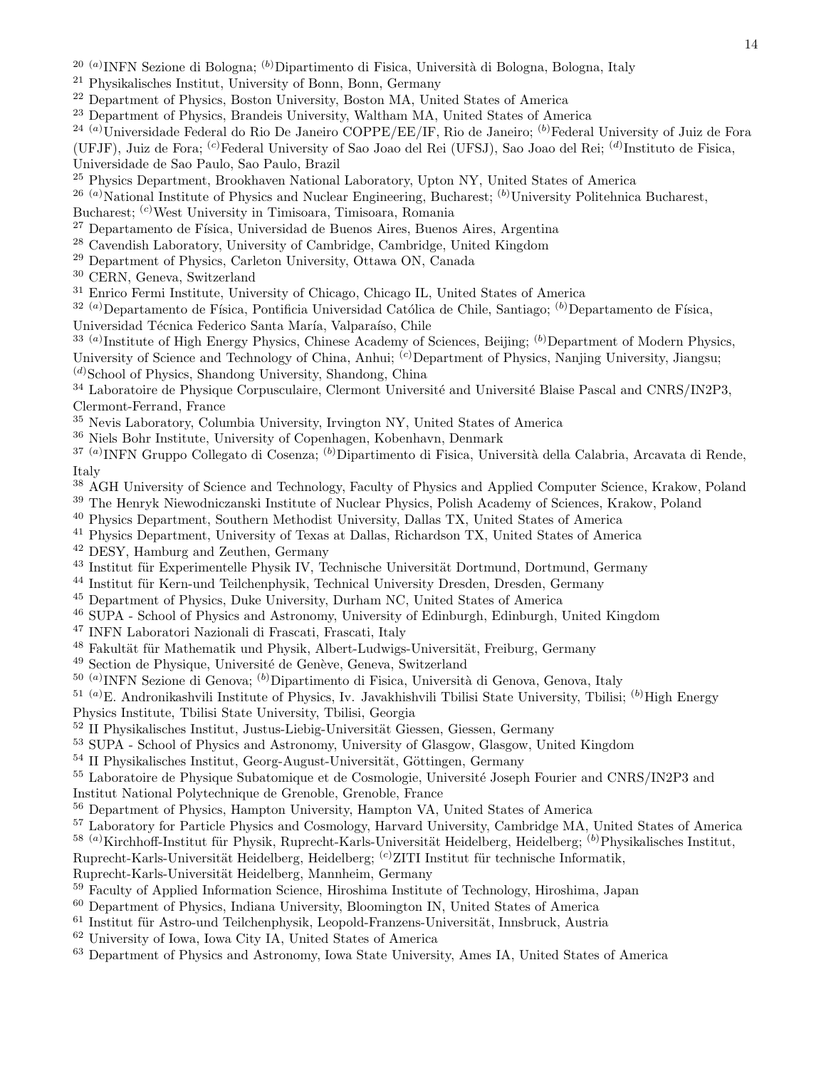[20] [(a)]INFN Sezione di Bologna; [(b)]Dipartimento di Fisica, Università di Bologna, Bologna, Italy
[21] Physikalisches Institut, University of Bonn, Bonn, Germany
[22] Department of Physics, Boston University, Boston MA, United States of America
[23] Department of Physics, Brandeis University, Waltham MA, United States of America
[24] [(a)]Universidade Federal do Rio De Janeiro COPPE/EE/IF, Rio de Janeiro; [(b)]Federal University of Juiz de Fora (UFJF), Juiz de Fora; [(c)]Federal University of Sao Joao del Rei (UFSJ), Sao Joao del Rei; [(d)]Instituto de Fisica, Universidade de Sao Paulo, Sao Paulo, Brazil
[25] Physics Department, Brookhaven National Laboratory, Upton NY, United States of America
[26] [(a)]National Institute of Physics and Nuclear Engineering, Bucharest; [(b)]University Politehnica Bucharest, Bucharest; [(c)]West University in Timisoara, Timisoara, Romania
[27] Departamento de Física, Universidad de Buenos Aires, Buenos Aires, Argentina
[28] Cavendish Laboratory, University of Cambridge, Cambridge, United Kingdom
[29] Department of Physics, Carleton University, Ottawa ON, Canada
[30] CERN, Geneva, Switzerland
[31] Enrico Fermi Institute, University of Chicago, Chicago IL, United States of America
[32] [(a)]Departamento de Física, Pontificia Universidad Católica de Chile, Santiago; [(b)]Departamento de Física, Universidad Técnica Federico Santa María, Valparaíso, Chile
[33] [(a)]Institute of High Energy Physics, Chinese Academy of Sciences, Beijing; [(b)]Department of Modern Physics, University of Science and Technology of China, Anhui; [(c)]Department of Physics, Nanjing University, Jiangsu; [(d)]School of Physics, Shandong University, Shandong, China
[34] Laboratoire de Physique Corpusculaire, Clermont Université and Université Blaise Pascal and CNRS/IN2P3, Clermont-Ferrand, France
[35] Nevis Laboratory, Columbia University, Irvington NY, United States of America
[36] Niels Bohr Institute, University of Copenhagen, Kobenhavn, Denmark
[37] [(a)]INFN Gruppo Collegato di Cosenza; [(b)]Dipartimento di Fisica, Università della Calabria, Arcavata di Rende, Italy
[38] AGH University of Science and Technology, Faculty of Physics and Applied Computer Science, Krakow, Poland
[39] The Henryk Niewodniczanski Institute of Nuclear Physics, Polish Academy of Sciences, Krakow, Poland
[40] Physics Department, Southern Methodist University, Dallas TX, United States of America
[41] Physics Department, University of Texas at Dallas, Richardson TX, United States of America
[42] DESY, Hamburg and Zeuthen, Germany
[43] Institut für Experimentelle Physik IV, Technische Universität Dortmund, Dortmund, Germany
[44] Institut für Kern-und Teilchenphysik, Technical University Dresden, Dresden, Germany
[45] Department of Physics, Duke University, Durham NC, United States of America
[46] SUPA - School of Physics and Astronomy, University of Edinburgh, Edinburgh, United Kingdom
[47] INFN Laboratori Nazionali di Frascati, Frascati, Italy
[48] Fakultät für Mathematik und Physik, Albert-Ludwigs-Universität, Freiburg, Germany
[49] Section de Physique, Université de Genève, Geneva, Switzerland
[50] [(a)]INFN Sezione di Genova; [(b)]Dipartimento di Fisica, Università di Genova, Genova, Italy
[51] [(a)]E. Andronikashvili Institute of Physics, Iv. Javakhishvili Tbilisi State University, Tbilisi; [(b)]High Energy Physics Institute, Tbilisi State University, Tbilisi, Georgia
[52] II Physikalisches Institut, Justus-Liebig-Universität Giessen, Giessen, Germany
[53] SUPA - School of Physics and Astronomy, University of Glasgow, Glasgow, United Kingdom
[54] II Physikalisches Institut, Georg-August-Universität, Göttingen, Germany
[55] Laboratoire de Physique Subatomique et de Cosmologie, Université Joseph Fourier and CNRS/IN2P3 and Institut National Polytechnique de Grenoble, Grenoble, France
[56] Department of Physics, Hampton University, Hampton VA, United States of America
[57] Laboratory for Particle Physics and Cosmology, Harvard University, Cambridge MA, United States of America
[58] [(a)]Kirchhoff-Institut für Physik, Ruprecht-Karls-Universität Heidelberg, Heidelberg; [(b)]Physikalisches Institut, Ruprecht-Karls-Universität Heidelberg, Heidelberg; [(c)]ZITI Institut für technische Informatik, Ruprecht-Karls-Universität Heidelberg, Mannheim, Germany
[59] Faculty of Applied Information Science, Hiroshima Institute of Technology, Hiroshima, Japan
[60] Department of Physics, Indiana University, Bloomington IN, United States of America
[61] Institut für Astro-und Teilchenphysik, Leopold-Franzens-Universität, Innsbruck, Austria
[62] University of Iowa, Iowa City IA, United States of America
[63] Department of Physics and Astronomy, Iowa State University, Ames IA, United States of America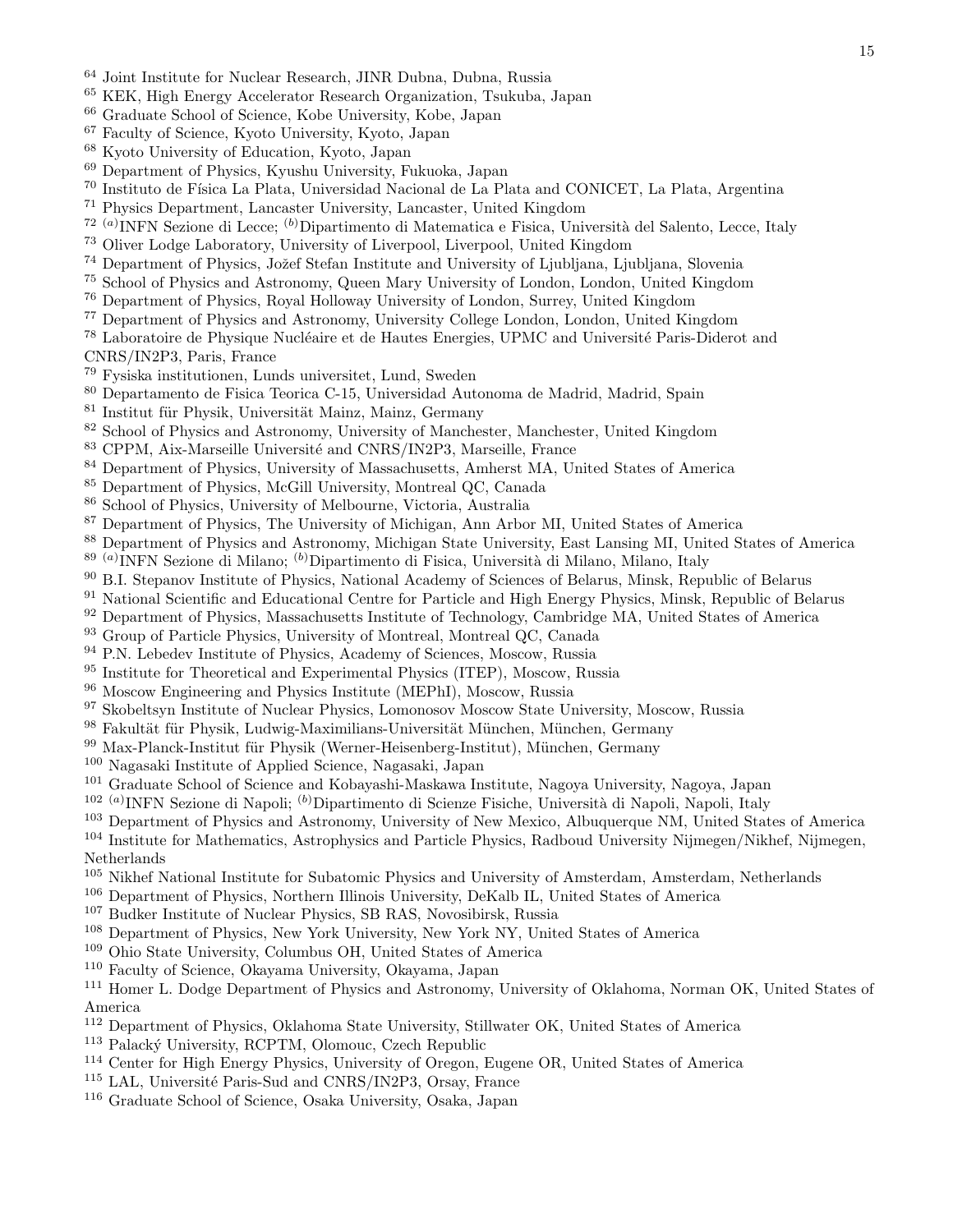[64] Joint Institute for Nuclear Research, JINR Dubna, Dubna, Russia
[65] KEK, High Energy Accelerator Research Organization, Tsukuba, Japan
[66] Graduate School of Science, Kobe University, Kobe, Japan
[67] Faculty of Science, Kyoto University, Kyoto, Japan
[68] Kyoto University of Education, Kyoto, Japan
[69] Department of Physics, Kyushu University, Fukuoka, Japan
[70] Instituto de Física La Plata, Universidad Nacional de La Plata and CONICET, La Plata, Argentina
[71] Physics Department, Lancaster University, Lancaster, United Kingdom
[72] [(a)]INFN Sezione di Lecce; [(b)]Dipartimento di Matematica e Fisica, Università del Salento, Lecce, Italy
[73] Oliver Lodge Laboratory, University of Liverpool, Liverpool, United Kingdom
[74] Department of Physics, Jožef Stefan Institute and University of Ljubljana, Ljubljana, Slovenia
[75] School of Physics and Astronomy, Queen Mary University of London, London, United Kingdom
[76] Department of Physics, Royal Holloway University of London, Surrey, United Kingdom
[77] Department of Physics and Astronomy, University College London, London, United Kingdom
[78] Laboratoire de Physique Nucléaire et de Hautes Energies, UPMC and Université Paris-Diderot and CNRS/IN2P3, Paris, France
[79] Fysiska institutionen, Lunds universitet, Lund, Sweden
[80] Departamento de Fisica Teorica C-15, Universidad Autonoma de Madrid, Madrid, Spain
[81] Institut für Physik, Universität Mainz, Mainz, Germany
[82] School of Physics and Astronomy, University of Manchester, Manchester, United Kingdom
[83] CPPM, Aix-Marseille Université and CNRS/IN2P3, Marseille, France
[84] Department of Physics, University of Massachusetts, Amherst MA, United States of America
[85] Department of Physics, McGill University, Montreal QC, Canada
[86] School of Physics, University of Melbourne, Victoria, Australia
[87] Department of Physics, The University of Michigan, Ann Arbor MI, United States of America
[88] Department of Physics and Astronomy, Michigan State University, East Lansing MI, United States of America
[89] [(a)]INFN Sezione di Milano; [(b)]Dipartimento di Fisica, Università di Milano, Milano, Italy
[90] B.I. Stepanov Institute of Physics, National Academy of Sciences of Belarus, Minsk, Republic of Belarus
[91] National Scientific and Educational Centre for Particle and High Energy Physics, Minsk, Republic of Belarus
[92] Department of Physics, Massachusetts Institute of Technology, Cambridge MA, United States of America
[93] Group of Particle Physics, University of Montreal, Montreal QC, Canada
[94] P.N. Lebedev Institute of Physics, Academy of Sciences, Moscow, Russia
[95] Institute for Theoretical and Experimental Physics (ITEP), Moscow, Russia
[96] Moscow Engineering and Physics Institute (MEPhI), Moscow, Russia
[97] Skobeltsyn Institute of Nuclear Physics, Lomonosov Moscow State University, Moscow, Russia
[98] Fakultät für Physik, Ludwig-Maximilians-Universität München, München, Germany
[99] Max-Planck-Institut für Physik (Werner-Heisenberg-Institut), München, Germany
[100] Nagasaki Institute of Applied Science, Nagasaki, Japan
[101] Graduate School of Science and Kobayashi-Maskawa Institute, Nagoya University, Nagoya, Japan
[102] [(a)]INFN Sezione di Napoli; [(b)]Dipartimento di Scienze Fisiche, Università di Napoli, Napoli, Italy
[103] Department of Physics and Astronomy, University of New Mexico, Albuquerque NM, United States of America
[104] Institute for Mathematics, Astrophysics and Particle Physics, Radboud University Nijmegen/Nikhef, Nijmegen, Netherlands
[105] Nikhef National Institute for Subatomic Physics and University of Amsterdam, Amsterdam, Netherlands
[106] Department of Physics, Northern Illinois University, DeKalb IL, United States of America
[107] Budker Institute of Nuclear Physics, SB RAS, Novosibirsk, Russia
[108] Department of Physics, New York University, New York NY, United States of America
[109] Ohio State University, Columbus OH, United States of America
[110] Faculty of Science, Okayama University, Okayama, Japan
[111] Homer L. Dodge Department of Physics and Astronomy, University of Oklahoma, Norman OK, United States of America
[112] Department of Physics, Oklahoma State University, Stillwater OK, United States of America
[113] Palacký University, RCPTM, Olomouc, Czech Republic
[114] Center for High Energy Physics, University of Oregon, Eugene OR, United States of America
[115] LAL, Université Paris-Sud and CNRS/IN2P3, Orsay, France
[116] Graduate School of Science, Osaka University, Osaka, Japan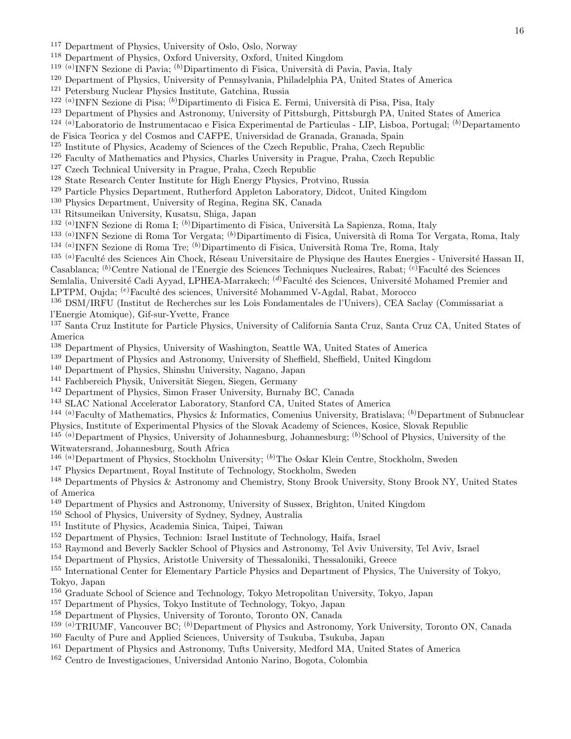[117] Department of Physics, University of Oslo, Oslo, Norway
[118] Department of Physics, Oxford University, Oxford, United Kingdom
[119] [(a)]INFN Sezione di Pavia; [(b)]Dipartimento di Fisica, Università di Pavia, Pavia, Italy
[120] Department of Physics, University of Pennsylvania, Philadelphia PA, United States of America
[121] Petersburg Nuclear Physics Institute, Gatchina, Russia
[122] [(a)]INFN Sezione di Pisa; [(b)]Dipartimento di Fisica E. Fermi, Università di Pisa, Pisa, Italy
[123] Department of Physics and Astronomy, University of Pittsburgh, Pittsburgh PA, United States of America
[124] [(a)]Laboratorio de Instrumentacao e Fisica Experimental de Particulas - LIP, Lisboa, Portugal; [(b)]Departamento de Fisica Teorica y del Cosmos and CAFPE, Universidad de Granada, Granada, Spain
[125] Institute of Physics, Academy of Sciences of the Czech Republic, Praha, Czech Republic
[126] Faculty of Mathematics and Physics, Charles University in Prague, Praha, Czech Republic
[127] Czech Technical University in Prague, Praha, Czech Republic
[128] State Research Center Institute for High Energy Physics, Protvino, Russia
[129] Particle Physics Department, Rutherford Appleton Laboratory, Didcot, United Kingdom
[130] Physics Department, University of Regina, Regina SK, Canada
[131] Ritsumeikan University, Kusatsu, Shiga, Japan
[132] [(a)]INFN Sezione di Roma I; [(b)]Dipartimento di Fisica, Università La Sapienza, Roma, Italy
[133] [(a)]INFN Sezione di Roma Tor Vergata; [(b)]Dipartimento di Fisica, Università di Roma Tor Vergata, Roma, Italy
[134] [(a)]INFN Sezione di Roma Tre; [(b)]Dipartimento di Fisica, Università Roma Tre, Roma, Italy
[135] [(a)]Faculté des Sciences Ain Chock, Réseau Universitaire de Physique des Hautes Energies - Université Hassan II, Casablanca; [(b)]Centre National de l'Energie des Sciences Techniques Nucleaires, Rabat; [(c)]Faculté des Sciences Semlalia, Université Cadi Ayyad, LPHEA-Marrakech; [(d)]Faculté des Sciences, Université Mohamed Premier and LPTPM, Oujda; [(e)]Faculté des sciences, Université Mohammed V-Agdal, Rabat, Morocco
[136] DSM/IRFU (Institut de Recherches sur les Lois Fondamentales de l'Univers), CEA Saclay (Commissariat a l'Energie Atomique), Gif-sur-Yvette, France
[137] Santa Cruz Institute for Particle Physics, University of California Santa Cruz, Santa Cruz CA, United States of America
[138] Department of Physics, University of Washington, Seattle WA, United States of America
[139] Department of Physics and Astronomy, University of Sheffield, Sheffield, United Kingdom
[140] Department of Physics, Shinshu University, Nagano, Japan
[141] Fachbereich Physik, Universität Siegen, Siegen, Germany
[142] Department of Physics, Simon Fraser University, Burnaby BC, Canada
[143] SLAC National Accelerator Laboratory, Stanford CA, United States of America
[144] [(a)]Faculty of Mathematics, Physics & Informatics, Comenius University, Bratislava; [(b)]Department of Subnuclear Physics, Institute of Experimental Physics of the Slovak Academy of Sciences, Kosice, Slovak Republic
[145] [(a)]Department of Physics, University of Johannesburg, Johannesburg; [(b)]School of Physics, University of the Witwatersrand, Johannesburg, South Africa
[146] [(a)]Department of Physics, Stockholm University; [(b)]The Oskar Klein Centre, Stockholm, Sweden
[147] Physics Department, Royal Institute of Technology, Stockholm, Sweden
[148] Departments of Physics & Astronomy and Chemistry, Stony Brook University, Stony Brook NY, United States of America
[149] Department of Physics and Astronomy, University of Sussex, Brighton, United Kingdom
[150] School of Physics, University of Sydney, Sydney, Australia
[151] Institute of Physics, Academia Sinica, Taipei, Taiwan
[152] Department of Physics, Technion: Israel Institute of Technology, Haifa, Israel
[153] Raymond and Beverly Sackler School of Physics and Astronomy, Tel Aviv University, Tel Aviv, Israel
[154] Department of Physics, Aristotle University of Thessaloniki, Thessaloniki, Greece
[155] International Center for Elementary Particle Physics and Department of Physics, The University of Tokyo, Tokyo, Japan
[156] Graduate School of Science and Technology, Tokyo Metropolitan University, Tokyo, Japan
[157] Department of Physics, Tokyo Institute of Technology, Tokyo, Japan
[158] Department of Physics, University of Toronto, Toronto ON, Canada
[159] [(a)]TRIUMF, Vancouver BC; [(b)]Department of Physics and Astronomy, York University, Toronto ON, Canada
[160] Faculty of Pure and Applied Sciences, University of Tsukuba, Tsukuba, Japan
[161] Department of Physics and Astronomy, Tufts University, Medford MA, United States of America
[162] Centro de Investigaciones, Universidad Antonio Narino, Bogota, Colombia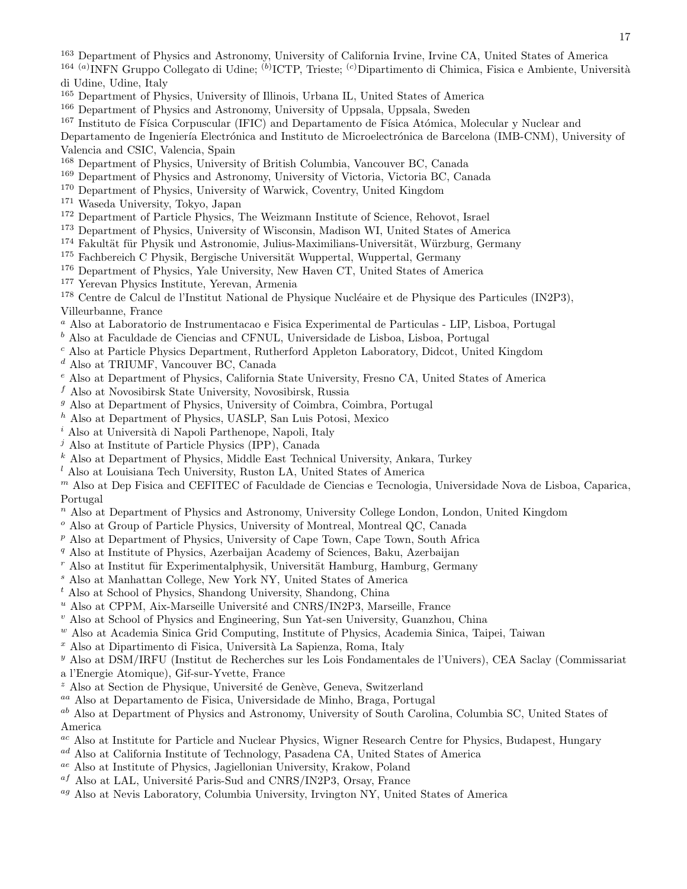[163] Department of Physics and Astronomy, University of California Irvine, Irvine CA, United States of America
[164] [(a)]INFN Gruppo Collegato di Udine; [(b)]ICTP, Trieste; [(c)]Dipartimento di Chimica, Fisica e Ambiente, Università di Udine, Udine, Italy
[165] Department of Physics, University of Illinois, Urbana IL, United States of America
[166] Department of Physics and Astronomy, University of Uppsala, Uppsala, Sweden
[167] Instituto de Física Corpuscular (IFIC) and Departamento de Física Atómica, Molecular y Nuclear and Departamento de Ingeniería Electrónica and Instituto de Microelectrónica de Barcelona (IMB-CNM), University of Valencia and CSIC, Valencia, Spain
[168] Department of Physics, University of British Columbia, Vancouver BC, Canada
[169] Department of Physics and Astronomy, University of Victoria, Victoria BC, Canada
[170] Department of Physics, University of Warwick, Coventry, United Kingdom
[171] Waseda University, Tokyo, Japan
[172] Department of Particle Physics, The Weizmann Institute of Science, Rehovot, Israel
[173] Department of Physics, University of Wisconsin, Madison WI, United States of America
[174] Fakultät für Physik und Astronomie, Julius-Maximilians-Universität, Würzburg, Germany
[175] Fachbereich C Physik, Bergische Universität Wuppertal, Wuppertal, Germany
[176] Department of Physics, Yale University, New Haven CT, United States of America
[177] Yerevan Physics Institute, Yerevan, Armenia
[178] Centre de Calcul de l'Institut National de Physique Nucléaire et de Physique des Particules (IN2P3), Villeurbanne, France
[a] Also at Laboratorio de Instrumentacao e Fisica Experimental de Particulas - LIP, Lisboa, Portugal
[b] Also at Faculdade de Ciencias and CFNUL, Universidade de Lisboa, Lisboa, Portugal
[c] Also at Particle Physics Department, Rutherford Appleton Laboratory, Didcot, United Kingdom
[d] Also at TRIUMF, Vancouver BC, Canada
[e] Also at Department of Physics, California State University, Fresno CA, United States of America
[f] Also at Novosibirsk State University, Novosibirsk, Russia
[g] Also at Department of Physics, University of Coimbra, Coimbra, Portugal
[h] Also at Department of Physics, UASLP, San Luis Potosi, Mexico
[i] Also at Università di Napoli Parthenope, Napoli, Italy
[j] Also at Institute of Particle Physics (IPP), Canada
[k] Also at Department of Physics, Middle East Technical University, Ankara, Turkey
[l] Also at Louisiana Tech University, Ruston LA, United States of America
[m] Also at Dep Fisica and CEFITEC of Faculdade de Ciencias e Tecnologia, Universidade Nova de Lisboa, Caparica, Portugal
[n] Also at Department of Physics and Astronomy, University College London, London, United Kingdom
[o] Also at Group of Particle Physics, University of Montreal, Montreal QC, Canada
[p] Also at Department of Physics, University of Cape Town, Cape Town, South Africa
[q] Also at Institute of Physics, Azerbaijan Academy of Sciences, Baku, Azerbaijan
[r] Also at Institut für Experimentalphysik, Universität Hamburg, Hamburg, Germany
[s] Also at Manhattan College, New York NY, United States of America
[t] Also at School of Physics, Shandong University, Shandong, China
[u] Also at CPPM, Aix-Marseille Université and CNRS/IN2P3, Marseille, France
[v] Also at School of Physics and Engineering, Sun Yat-sen University, Guanzhou, China
[w] Also at Academia Sinica Grid Computing, Institute of Physics, Academia Sinica, Taipei, Taiwan
[x] Also at Dipartimento di Fisica, Università La Sapienza, Roma, Italy
[y] Also at DSM/IRFU (Institut de Recherches sur les Lois Fondamentales de l'Univers), CEA Saclay (Commissariat a l'Energie Atomique), Gif-sur-Yvette, France
[z] Also at Section de Physique, Université de Genève, Geneva, Switzerland
[aa] Also at Departamento de Fisica, Universidade de Minho, Braga, Portugal
[ab] Also at Department of Physics and Astronomy, University of South Carolina, Columbia SC, United States of America
[ac] Also at Institute for Particle and Nuclear Physics, Wigner Research Centre for Physics, Budapest, Hungary
[ad] Also at California Institute of Technology, Pasadena CA, United States of America
[ae] Also at Institute of Physics, Jagiellonian University, Krakow, Poland
[af] Also at LAL, Université Paris-Sud and CNRS/IN2P3, Orsay, France
[ag] Also at Nevis Laboratory, Columbia University, Irvington NY, United States of America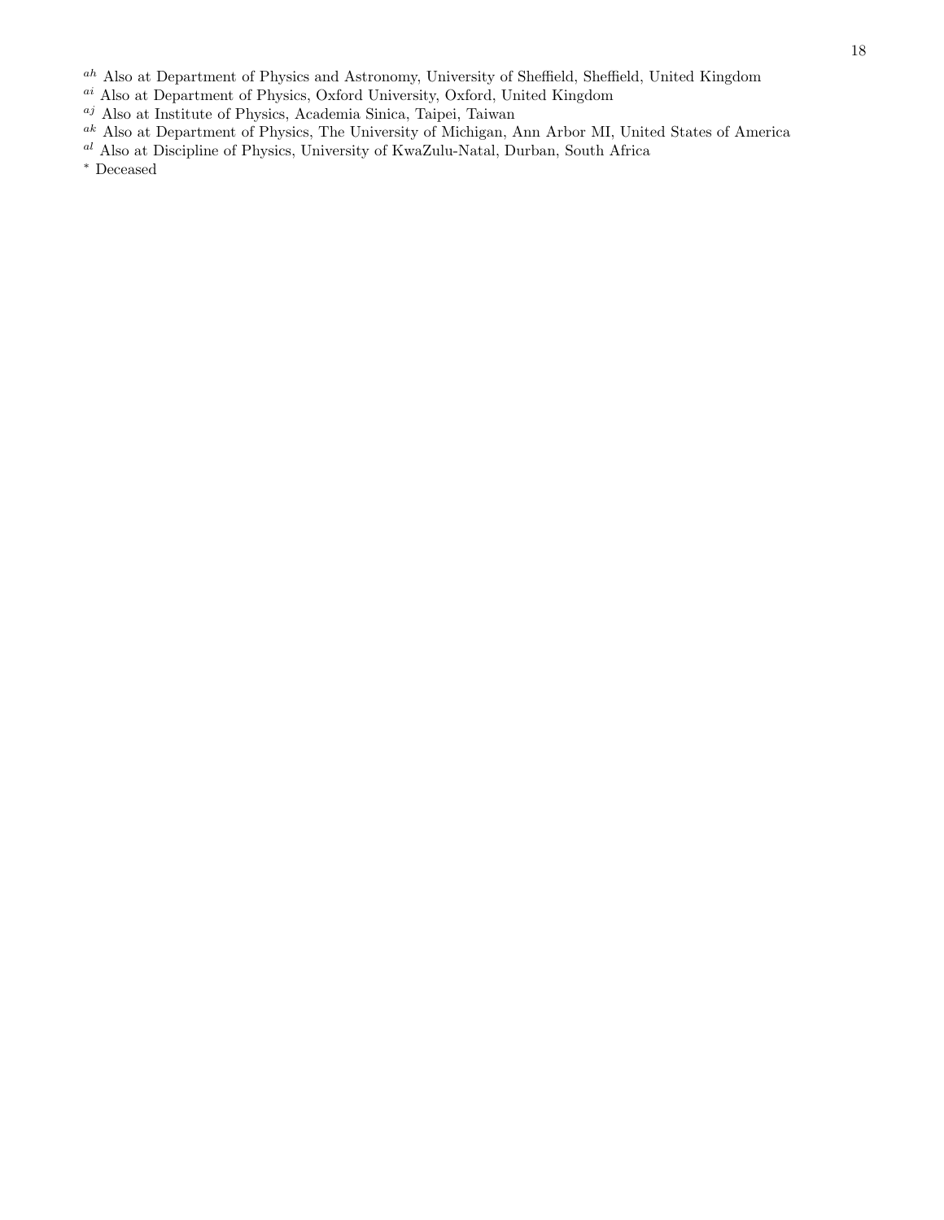[ah] Also at Department of Physics and Astronomy, University of Sheffield, Sheffield, United Kingdom

[ai] Also at Department of Physics, Oxford University, Oxford, United Kingdom

[aj] Also at Institute of Physics, Academia Sinica, Taipei, Taiwan

[ak] Also at Department of Physics, The University of Michigan, Ann Arbor MI, United States of America

[al] Also at Discipline of Physics, University of KwaZulu-Natal, Durban, South Africa

[*] Deceased